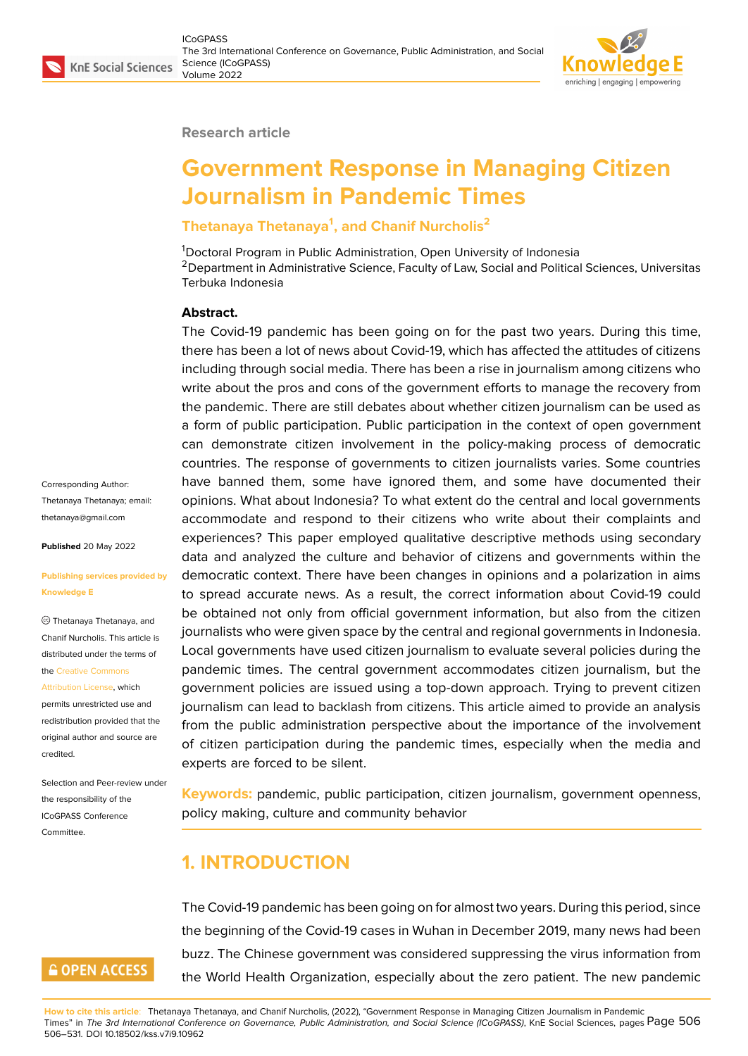Research article

# Government Response in Managing Citizen Journalism in Pandemic Times

**Thetanaya Thetanaya[1], and Chanif Nurcholis[2]**

[1]Doctoral Program in Public Administration, Open University of Indonesia
[2]Department in Administrative Science, Faculty of Law, Social and Political Sciences, Universitas Terbuka Indonesia

**Abstract.**
The Covid-19 pandemic has been going on for the past two years. During this time, there has been a lot of news about Covid-19, which has affected the attitudes of citizens including through social media. There has been a rise in journalism among citizens who write about the pros and cons of the government efforts to manage the recovery from the pandemic. There are still debates about whether citizen journalism can be used as a form of public participation. Public participation in the context of open government can demonstrate citizen involvement in the policy-making process of democratic countries. The response of governments to citizen journalists varies. Some countries have banned them, some have ignored them, and some have documented their opinions. What about Indonesia? To what extent do the central and local governments accommodate and respond to their citizens who write about their complaints and experiences? This paper employed qualitative descriptive methods using secondary data and analyzed the culture and behavior of citizens and governments within the democratic context. There have been changes in opinions and a polarization in aims to spread accurate news. As a result, the correct information about Covid-19 could be obtained not only from official government information, but also from the citizen journalists who were given space by the central and regional governments in Indonesia. Local governments have used citizen journalism to evaluate several policies during the pandemic times. The central government accommodates citizen journalism, but the government policies are issued using a top-down approach. Trying to prevent citizen journalism can lead to backlash from citizens. This article aimed to provide an analysis from the public administration perspective about the importance of the involvement of citizen participation during the pandemic times, especially when the media and experts are forced to be silent.

**Keywords:** pandemic, public participation, citizen journalism, government openness, policy making, culture and community behavior

Corresponding Author: Thetanaya Thetanaya; email: thetanaya@gmail.com

**Published** 20 May 2022

**Publishing services provided by Knowledge E**

© Thetanaya Thetanaya, and Chanif Nurcholis. This article is distributed under the terms of the Creative Commons Attribution License, which permits unrestricted use and redistribution provided that the original author and source are credited.

Selection and Peer-review under the responsibility of the ICoGPASS Conference Committee.

## 1. INTRODUCTION

The Covid-19 pandemic has been going on for almost two years. During this period, since the beginning of the Covid-19 cases in Wuhan in December 2019, many news had been buzz. The Chinese government was considered suppressing the virus information from the World Health Organization, especially about the zero patient. The new pandemic

**How to cite this article:** Thetanaya Thetanaya, and Chanif Nurcholis, (2022), "Government Response in Managing Citizen Journalism in Pandemic Times" in *The 3rd International Conference on Governance, Public Administration, and Social Science (ICoGPASS)*, KnE Social Sciences, pages 506–531. DOI 10.18502/kss.v7i9.10962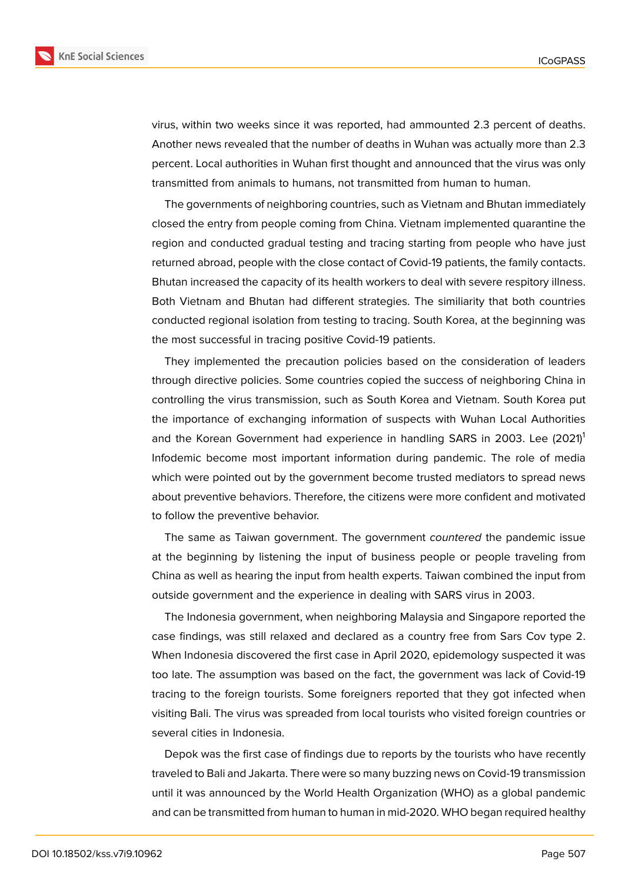virus, within two weeks since it was reported, had ammounted 2.3 percent of deaths. Another news revealed that the number of deaths in Wuhan was actually more than 2.3 percent. Local authorities in Wuhan first thought and announced that the virus was only transmitted from animals to humans, not transmitted from human to human.

The governments of neighboring countries, such as Vietnam and Bhutan immediately closed the entry from people coming from China. Vietnam implemented quarantine the region and conducted gradual testing and tracing starting from people who have just returned abroad, people with the close contact of Covid-19 patients, the family contacts. Bhutan increased the capacity of its health workers to deal with severe respitory illness. Both Vietnam and Bhutan had different strategies. The similiarity that both countries conducted regional isolation from testing to tracing. South Korea, at the beginning was the most successful in tracing positive Covid-19 patients.

They implemented the precaution policies based on the consideration of leaders through directive policies. Some countries copied the success of neighboring China in controlling the virus transmission, such as South Korea and Vietnam. South Korea put the importance of exchanging information of suspects with Wuhan Local Authorities and the Korean Government had experience in handling SARS in 2003. Lee (2021)[1] Infodemic become most important information during pandemic. The role of media which were pointed out by the government become trusted mediators to spread news about preventive behaviors. Therefore, the citizens were more confident and motivated to follow the preventive behavior.

The same as Taiwan government. The government *countered* the pandemic issue at the beginning by listening the input of business people or people traveling from China as well as hearing the input from health experts. Taiwan combined the input from outside government and the experience in dealing with SARS virus in 2003.

The Indonesia government, when neighboring Malaysia and Singapore reported the case findings, was still relaxed and declared as a country free from Sars Cov type 2. When Indonesia discovered the first case in April 2020, epidemology suspected it was too late. The assumption was based on the fact, the government was lack of Covid-19 tracing to the foreign tourists. Some foreigners reported that they got infected when visiting Bali. The virus was spreaded from local tourists who visited foreign countries or several cities in Indonesia.

Depok was the first case of findings due to reports by the tourists who have recently traveled to Bali and Jakarta. There were so many buzzing news on Covid-19 transmission until it was announced by the World Health Organization (WHO) as a global pandemic and can be transmitted from human to human in mid-2020. WHO began required healthy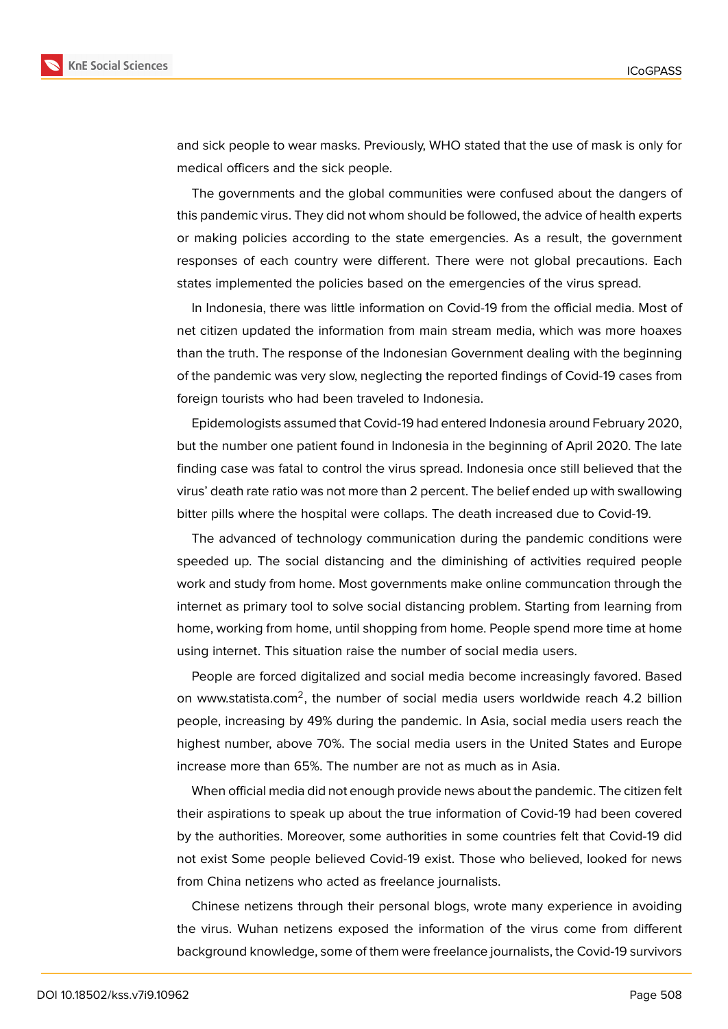and sick people to wear masks. Previously, WHO stated that the use of mask is only for medical officers and the sick people.

The governments and the global communities were confused about the dangers of this pandemic virus. They did not whom should be followed, the advice of health experts or making policies according to the state emergencies. As a result, the government responses of each country were different. There were not global precautions. Each states implemented the policies based on the emergencies of the virus spread.

In Indonesia, there was little information on Covid-19 from the official media. Most of net citizen updated the information from main stream media, which was more hoaxes than the truth. The response of the Indonesian Government dealing with the beginning of the pandemic was very slow, neglecting the reported findings of Covid-19 cases from foreign tourists who had been traveled to Indonesia.

Epidemologists assumed that Covid-19 had entered Indonesia around February 2020, but the number one patient found in Indonesia in the beginning of April 2020. The late finding case was fatal to control the virus spread. Indonesia once still believed that the virus' death rate ratio was not more than 2 percent. The belief ended up with swallowing bitter pills where the hospital were collaps. The death increased due to Covid-19.

The advanced of technology communication during the pandemic conditions were speeded up. The social distancing and the diminishing of activities required people work and study from home. Most governments make online communcation through the internet as primary tool to solve social distancing problem. Starting from learning from home, working from home, until shopping from home. People spend more time at home using internet. This situation raise the number of social media users.

People are forced digitalized and social media become increasingly favored. Based on www.statista.com[2], the number of social media users worldwide reach 4.2 billion people, increasing by 49% during the pandemic. In Asia, social media users reach the highest number, above 70%. The social media users in the United States and Europe increase more than 65%. The number are not as much as in Asia.

When official media did not enough provide news about the pandemic. The citizen felt their aspirations to speak up about the true information of Covid-19 had been covered by the authorities. Moreover, some authorities in some countries felt that Covid-19 did not exist Some people believed Covid-19 exist. Those who believed, looked for news from China netizens who acted as freelance journalists.

Chinese netizens through their personal blogs, wrote many experience in avoiding the virus. Wuhan netizens exposed the information of the virus come from different background knowledge, some of them were freelance journalists, the Covid-19 survivors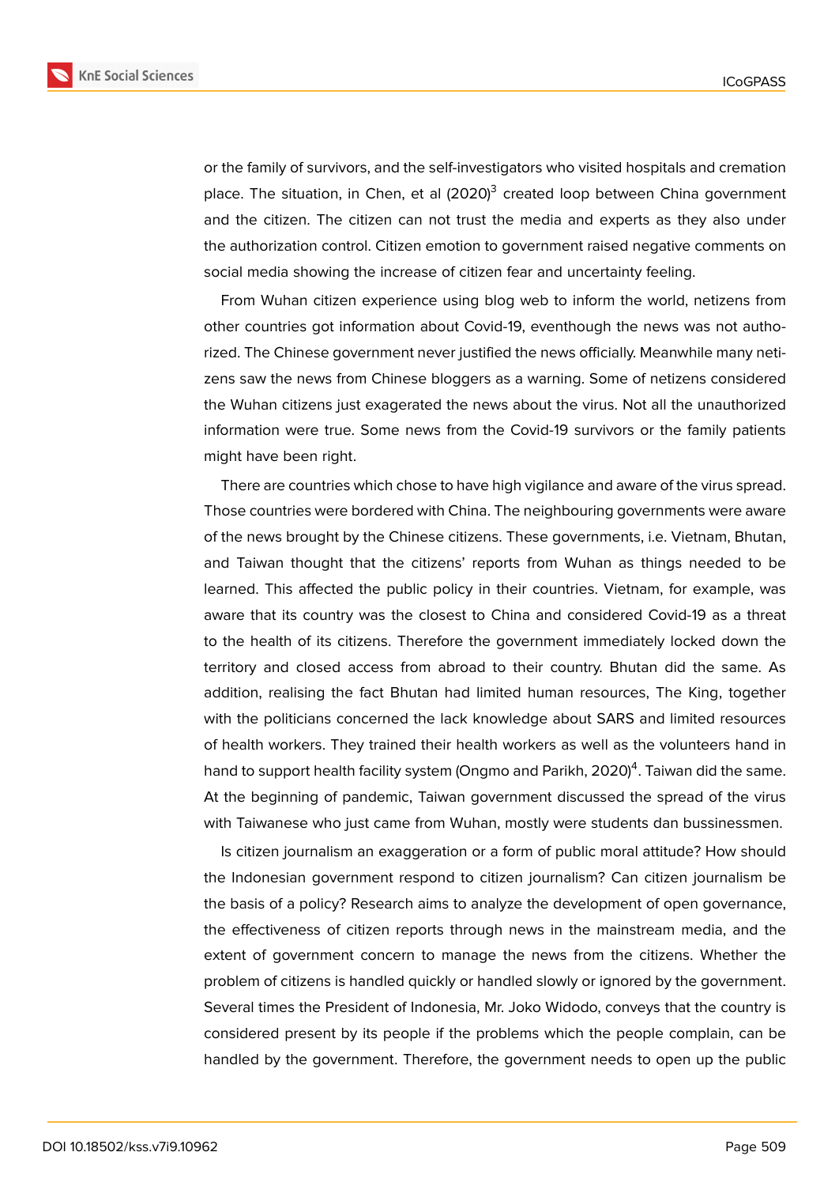or the family of survivors, and the self-investigators who visited hospitals and cremation place. The situation, in Chen, et al (2020)[3] created loop between China government and the citizen. The citizen can not trust the media and experts as they also under the authorization control. Citizen emotion to government raised negative comments on social media showing the increase of citizen fear and uncertainty feeling.

From Wuhan citizen experience using blog web to inform the world, netizens from other countries got information about Covid-19, eventhough the news was not authorized. The Chinese government never justified the news officially. Meanwhile many netizens saw the news from Chinese bloggers as a warning. Some of netizens considered the Wuhan citizens just exagerated the news about the virus. Not all the unauthorized information were true. Some news from the Covid-19 survivors or the family patients might have been right.

There are countries which chose to have high vigilance and aware of the virus spread. Those countries were bordered with China. The neighbouring governments were aware of the news brought by the Chinese citizens. These governments, i.e. Vietnam, Bhutan, and Taiwan thought that the citizens' reports from Wuhan as things needed to be learned. This affected the public policy in their countries. Vietnam, for example, was aware that its country was the closest to China and considered Covid-19 as a threat to the health of its citizens. Therefore the government immediately locked down the territory and closed access from abroad to their country. Bhutan did the same. As addition, realising the fact Bhutan had limited human resources, The King, together with the politicians concerned the lack knowledge about SARS and limited resources of health workers. They trained their health workers as well as the volunteers hand in hand to support health facility system (Ongmo and Parikh, 2020)[4]. Taiwan did the same. At the beginning of pandemic, Taiwan government discussed the spread of the virus with Taiwanese who just came from Wuhan, mostly were students dan bussinessmen.

Is citizen journalism an exaggeration or a form of public moral attitude? How should the Indonesian government respond to citizen journalism? Can citizen journalism be the basis of a policy? Research aims to analyze the development of open governance, the effectiveness of citizen reports through news in the mainstream media, and the extent of government concern to manage the news from the citizens. Whether the problem of citizens is handled quickly or handled slowly or ignored by the government. Several times the President of Indonesia, Mr. Joko Widodo, conveys that the country is considered present by its people if the problems which the people complain, can be handled by the government. Therefore, the government needs to open up the public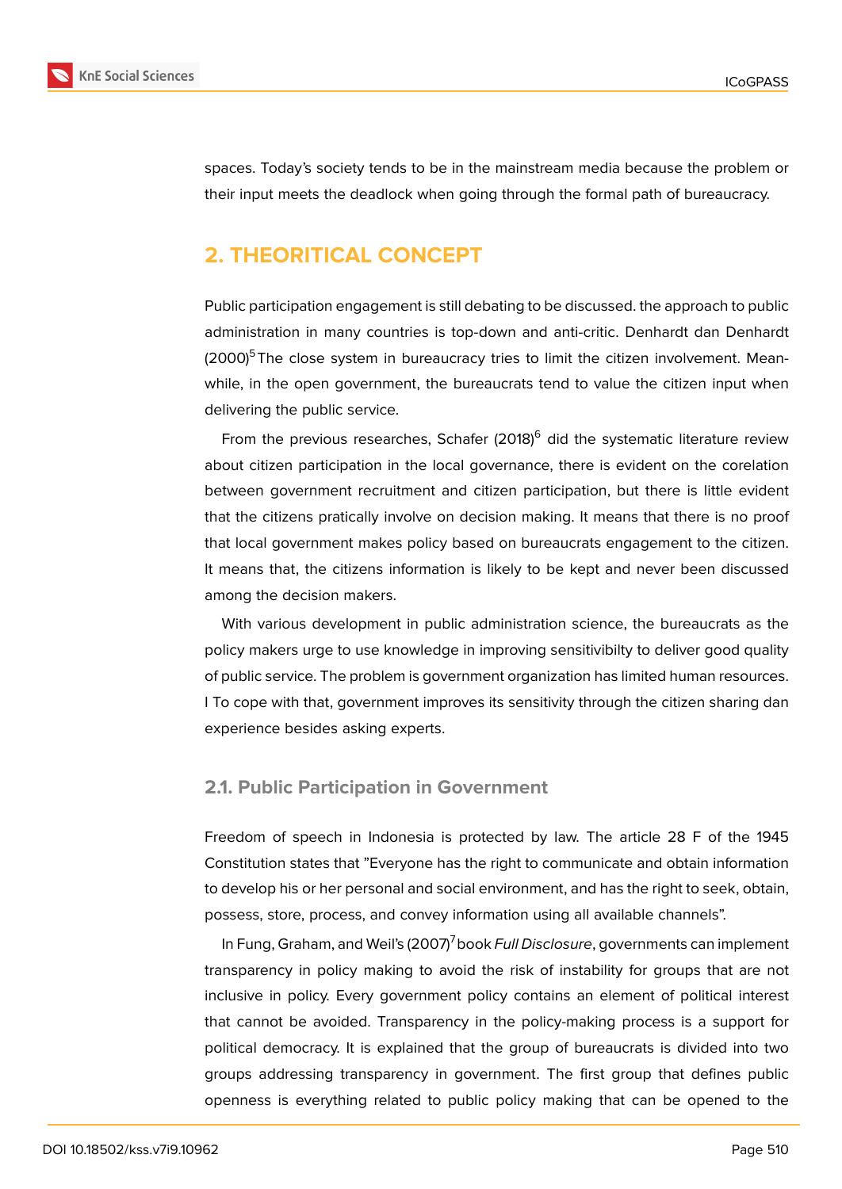spaces. Today's society tends to be in the mainstream media because the problem or their input meets the deadlock when going through the formal path of bureaucracy.

## 2. THEORITICAL CONCEPT

Public participation engagement is still debating to be discussed. the approach to public administration in many countries is top-down and anti-critic. Denhardt dan Denhardt (2000)[5] The close system in bureaucracy tries to limit the citizen involvement. Meanwhile, in the open government, the bureaucrats tend to value the citizen input when delivering the public service.

From the previous researches, Schafer (2018)[6] did the systematic literature review about citizen participation in the local governance, there is evident on the corelation between government recruitment and citizen participation, but there is little evident that the citizens pratically involve on decision making. It means that there is no proof that local government makes policy based on bureaucrats engagement to the citizen. It means that, the citizens information is likely to be kept and never been discussed among the decision makers.

With various development in public administration science, the bureaucrats as the policy makers urge to use knowledge in improving sensitivibilty to deliver good quality of public service. The problem is government organization has limited human resources. I To cope with that, government improves its sensitivity through the citizen sharing dan experience besides asking experts.

### 2.1. Public Participation in Government

Freedom of speech in Indonesia is protected by law. The article 28 F of the 1945 Constitution states that "Everyone has the right to communicate and obtain information to develop his or her personal and social environment, and has the right to seek, obtain, possess, store, process, and convey information using all available channels".

In Fung, Graham, and Weil's (2007)[7] book *Full Disclosure*, governments can implement transparency in policy making to avoid the risk of instability for groups that are not inclusive in policy. Every government policy contains an element of political interest that cannot be avoided. Transparency in the policy-making process is a support for political democracy. It is explained that the group of bureaucrats is divided into two groups addressing transparency in government. The first group that defines public openness is everything related to public policy making that can be opened to the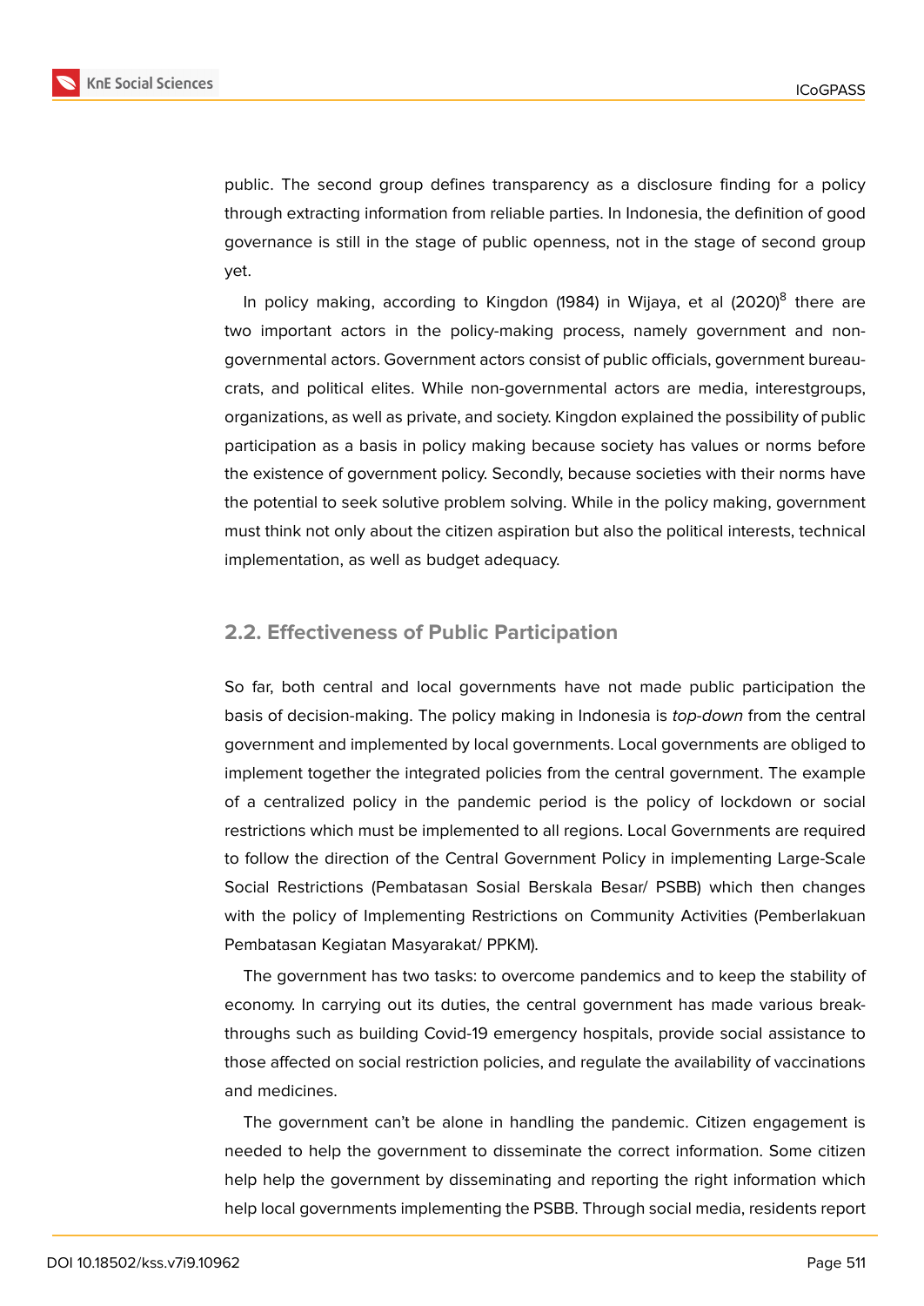public. The second group defines transparency as a disclosure finding for a policy through extracting information from reliable parties. In Indonesia, the definition of good governance is still in the stage of public openness, not in the stage of second group yet.

In policy making, according to Kingdon (1984) in Wijaya, et al (2020)[8] there are two important actors in the policy-making process, namely government and non-governmental actors. Government actors consist of public officials, government bureaucrats, and political elites. While non-governmental actors are media, interestgroups, organizations, as well as private, and society. Kingdon explained the possibility of public participation as a basis in policy making because society has values or norms before the existence of government policy. Secondly, because societies with their norms have the potential to seek solutive problem solving. While in the policy making, government must think not only about the citizen aspiration but also the political interests, technical implementation, as well as budget adequacy.

## 2.2. Effectiveness of Public Participation

So far, both central and local governments have not made public participation the basis of decision-making. The policy making in Indonesia is *top-down* from the central government and implemented by local governments. Local governments are obliged to implement together the integrated policies from the central government. The example of a centralized policy in the pandemic period is the policy of lockdown or social restrictions which must be implemented to all regions. Local Governments are required to follow the direction of the Central Government Policy in implementing Large-Scale Social Restrictions (Pembatasan Sosial Berskala Besar/ PSBB) which then changes with the policy of Implementing Restrictions on Community Activities (Pemberlakuan Pembatasan Kegiatan Masyarakat/ PPKM).

The government has two tasks: to overcome pandemics and to keep the stability of economy. In carrying out its duties, the central government has made various breakthroughs such as building Covid-19 emergency hospitals, provide social assistance to those affected on social restriction policies, and regulate the availability of vaccinations and medicines.

The government can't be alone in handling the pandemic. Citizen engagement is needed to help the government to disseminate the correct information. Some citizen help help the government by disseminating and reporting the right information which help local governments implementing the PSBB. Through social media, residents report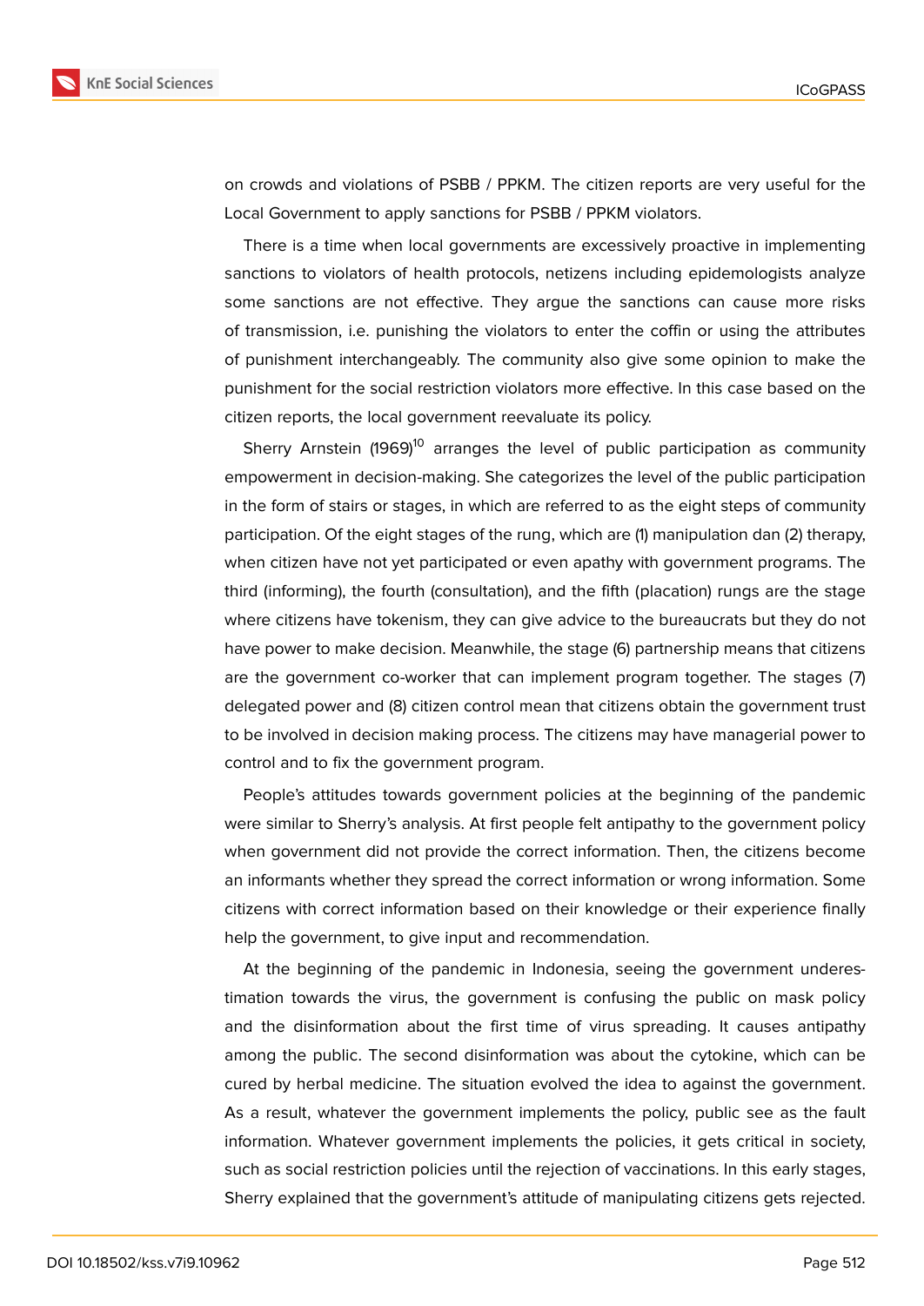on crowds and violations of PSBB / PPKM. The citizen reports are very useful for the Local Government to apply sanctions for PSBB / PPKM violators.

There is a time when local governments are excessively proactive in implementing sanctions to violators of health protocols, netizens including epidemologists analyze some sanctions are not effective. They argue the sanctions can cause more risks of transmission, i.e. punishing the violators to enter the coffin or using the attributes of punishment interchangeably. The community also give some opinion to make the punishment for the social restriction violators more effective. In this case based on the citizen reports, the local government reevaluate its policy.

Sherry Arnstein (1969)[10] arranges the level of public participation as community empowerment in decision-making. She categorizes the level of the public participation in the form of stairs or stages, in which are referred to as the eight steps of community participation. Of the eight stages of the rung, which are (1) manipulation dan (2) therapy, when citizen have not yet participated or even apathy with government programs. The third (informing), the fourth (consultation), and the fifth (placation) rungs are the stage where citizens have tokenism, they can give advice to the bureaucrats but they do not have power to make decision. Meanwhile, the stage (6) partnership means that citizens are the government co-worker that can implement program together. The stages (7) delegated power and (8) citizen control mean that citizens obtain the government trust to be involved in decision making process. The citizens may have managerial power to control and to fix the government program.

People's attitudes towards government policies at the beginning of the pandemic were similar to Sherry's analysis. At first people felt antipathy to the government policy when government did not provide the correct information. Then, the citizens become an informants whether they spread the correct information or wrong information. Some citizens with correct information based on their knowledge or their experience finally help the government, to give input and recommendation.

At the beginning of the pandemic in Indonesia, seeing the government underestimation towards the virus, the government is confusing the public on mask policy and the disinformation about the first time of virus spreading. It causes antipathy among the public. The second disinformation was about the cytokine, which can be cured by herbal medicine. The situation evolved the idea to against the government. As a result, whatever the government implements the policy, public see as the fault information. Whatever government implements the policies, it gets critical in society, such as social restriction policies until the rejection of vaccinations. In this early stages, Sherry explained that the government's attitude of manipulating citizens gets rejected.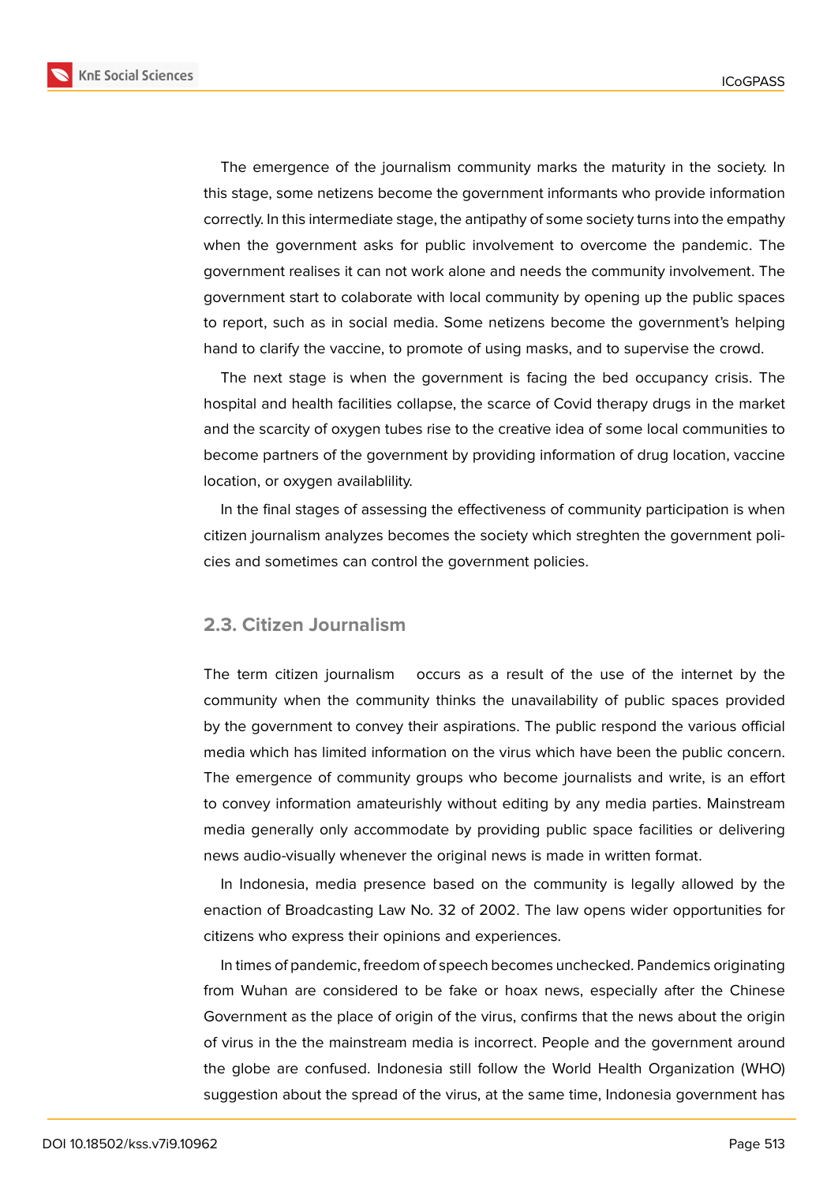The emergence of the journalism community marks the maturity in the society. In this stage, some netizens become the government informants who provide information correctly. In this intermediate stage, the antipathy of some society turns into the empathy when the government asks for public involvement to overcome the pandemic. The government realises it can not work alone and needs the community involvement. The government start to colaborate with local community by opening up the public spaces to report, such as in social media. Some netizens become the government's helping hand to clarify the vaccine, to promote of using masks, and to supervise the crowd.

The next stage is when the government is facing the bed occupancy crisis. The hospital and health facilities collapse, the scarce of Covid therapy drugs in the market and the scarcity of oxygen tubes rise to the creative idea of some local communities to become partners of the government by providing information of drug location, vaccine location, or oxygen availablility.

In the final stages of assessing the effectiveness of community participation is when citizen journalism analyzes becomes the society which streghten the government policies and sometimes can control the government policies.

## 2.3. Citizen Journalism

The term citizen journalism occurs as a result of the use of the internet by the community when the community thinks the unavailability of public spaces provided by the government to convey their aspirations. The public respond the various official media which has limited information on the virus which have been the public concern. The emergence of community groups who become journalists and write, is an effort to convey information amateurishly without editing by any media parties. Mainstream media generally only accommodate by providing public space facilities or delivering news audio-visually whenever the original news is made in written format.

In Indonesia, media presence based on the community is legally allowed by the enaction of Broadcasting Law No. 32 of 2002. The law opens wider opportunities for citizens who express their opinions and experiences.

In times of pandemic, freedom of speech becomes unchecked. Pandemics originating from Wuhan are considered to be fake or hoax news, especially after the Chinese Government as the place of origin of the virus, confirms that the news about the origin of virus in the the mainstream media is incorrect. People and the government around the globe are confused. Indonesia still follow the World Health Organization (WHO) suggestion about the spread of the virus, at the same time, Indonesia government has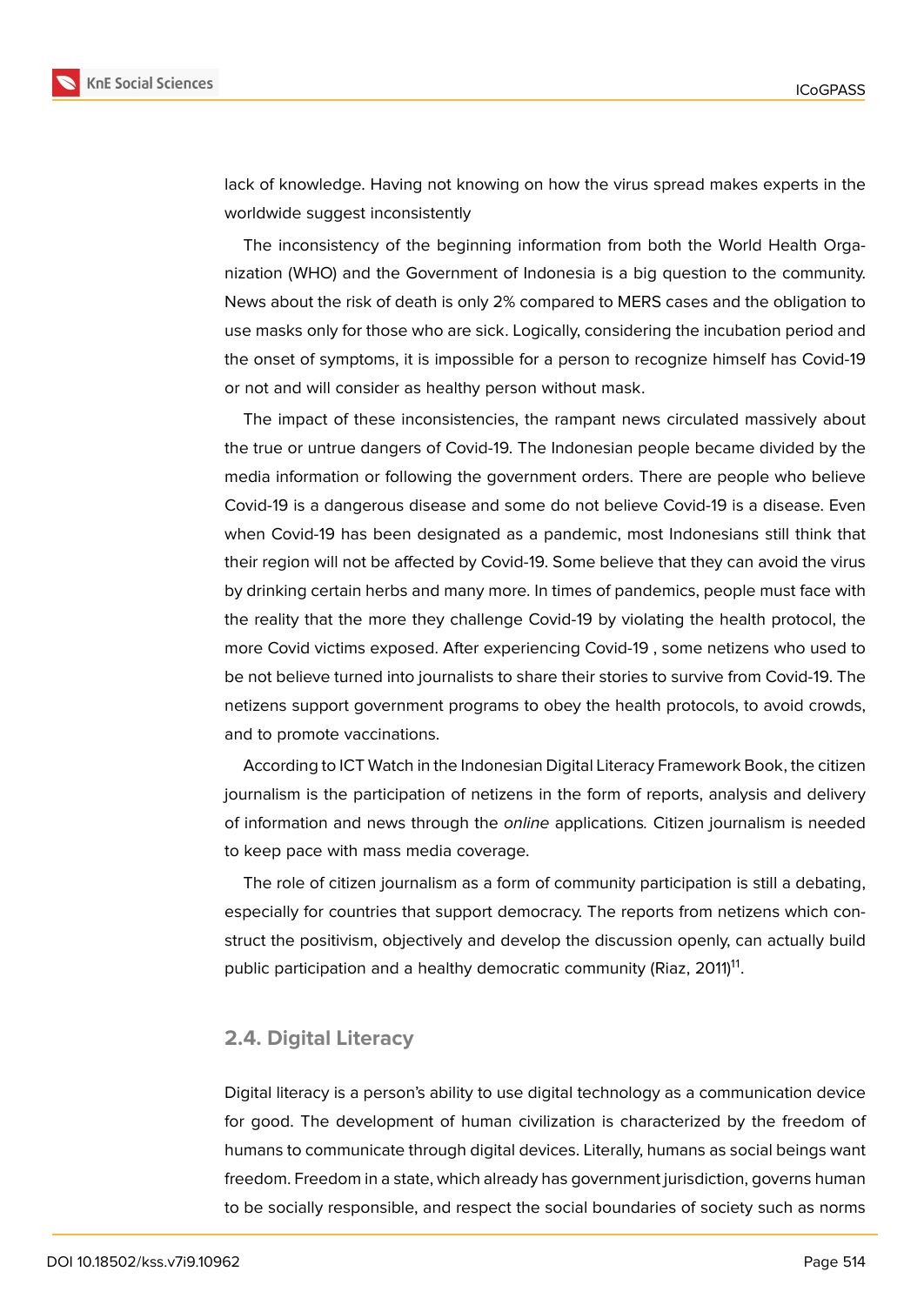lack of knowledge. Having not knowing on how the virus spread makes experts in the worldwide suggest inconsistently

The inconsistency of the beginning information from both the World Health Organization (WHO) and the Government of Indonesia is a big question to the community. News about the risk of death is only 2% compared to MERS cases and the obligation to use masks only for those who are sick. Logically, considering the incubation period and the onset of symptoms, it is impossible for a person to recognize himself has Covid-19 or not and will consider as healthy person without mask.

The impact of these inconsistencies, the rampant news circulated massively about the true or untrue dangers of Covid-19. The Indonesian people became divided by the media information or following the government orders. There are people who believe Covid-19 is a dangerous disease and some do not believe Covid-19 is a disease. Even when Covid-19 has been designated as a pandemic, most Indonesians still think that their region will not be affected by Covid-19. Some believe that they can avoid the virus by drinking certain herbs and many more. In times of pandemics, people must face with the reality that the more they challenge Covid-19 by violating the health protocol, the more Covid victims exposed. After experiencing Covid-19 , some netizens who used to be not believe turned into journalists to share their stories to survive from Covid-19. The netizens support government programs to obey the health protocols, to avoid crowds, and to promote vaccinations.

According to ICT Watch in the Indonesian Digital Literacy Framework Book, the citizen journalism is the participation of netizens in the form of reports, analysis and delivery of information and news through the *online* applications. Citizen journalism is needed to keep pace with mass media coverage.

The role of citizen journalism as a form of community participation is still a debating, especially for countries that support democracy. The reports from netizens which construct the positivism, objectively and develop the discussion openly, can actually build public participation and a healthy democratic community (Riaz, 2011)[11].

## 2.4. Digital Literacy

Digital literacy is a person's ability to use digital technology as a communication device for good. The development of human civilization is characterized by the freedom of humans to communicate through digital devices. Literally, humans as social beings want freedom. Freedom in a state, which already has government jurisdiction, governs human to be socially responsible, and respect the social boundaries of society such as norms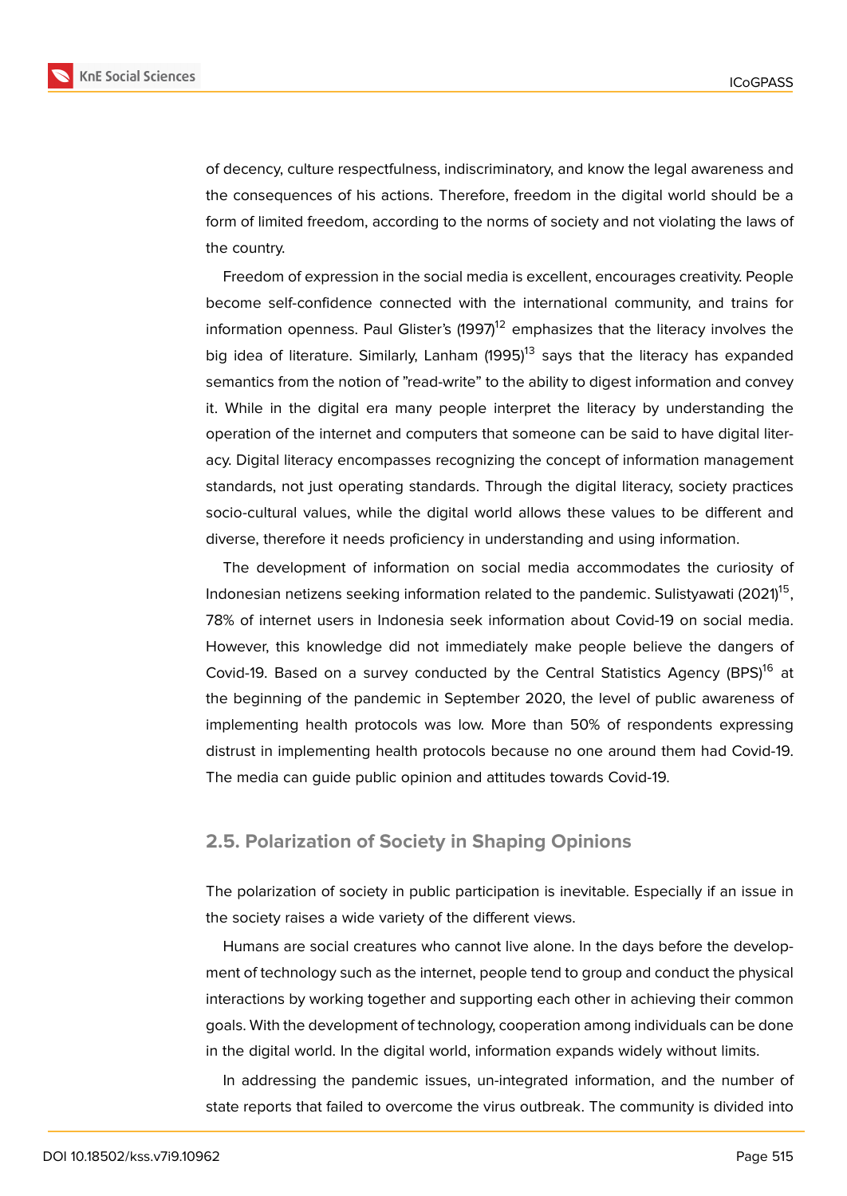of decency, culture respectfulness, indiscriminatory, and know the legal awareness and the consequences of his actions. Therefore, freedom in the digital world should be a form of limited freedom, according to the norms of society and not violating the laws of the country.

Freedom of expression in the social media is excellent, encourages creativity. People become self-confidence connected with the international community, and trains for information openness. Paul Glister's (1997)[12] emphasizes that the literacy involves the big idea of literature. Similarly, Lanham (1995)[13] says that the literacy has expanded semantics from the notion of "read-write" to the ability to digest information and convey it. While in the digital era many people interpret the literacy by understanding the operation of the internet and computers that someone can be said to have digital literacy. Digital literacy encompasses recognizing the concept of information management standards, not just operating standards. Through the digital literacy, society practices socio-cultural values, while the digital world allows these values to be different and diverse, therefore it needs proficiency in understanding and using information.

The development of information on social media accommodates the curiosity of Indonesian netizens seeking information related to the pandemic. Sulistyawati (2021)[15], 78% of internet users in Indonesia seek information about Covid-19 on social media. However, this knowledge did not immediately make people believe the dangers of Covid-19. Based on a survey conducted by the Central Statistics Agency (BPS)[16] at the beginning of the pandemic in September 2020, the level of public awareness of implementing health protocols was low. More than 50% of respondents expressing distrust in implementing health protocols because no one around them had Covid-19. The media can guide public opinion and attitudes towards Covid-19.

## 2.5. Polarization of Society in Shaping Opinions

The polarization of society in public participation is inevitable. Especially if an issue in the society raises a wide variety of the different views.

Humans are social creatures who cannot live alone. In the days before the development of technology such as the internet, people tend to group and conduct the physical interactions by working together and supporting each other in achieving their common goals. With the development of technology, cooperation among individuals can be done in the digital world. In the digital world, information expands widely without limits.

In addressing the pandemic issues, un-integrated information, and the number of state reports that failed to overcome the virus outbreak. The community is divided into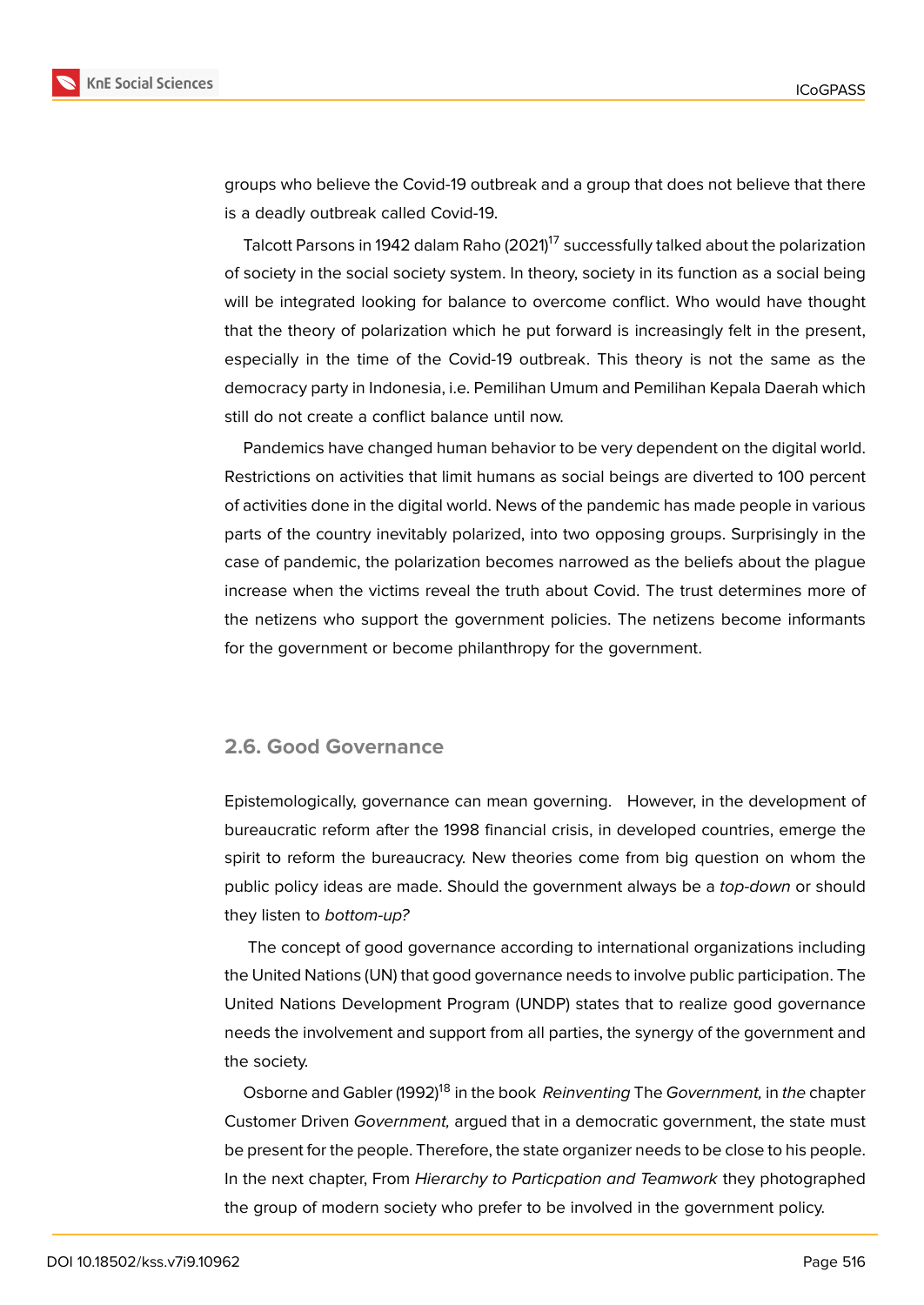groups who believe the Covid-19 outbreak and a group that does not believe that there is a deadly outbreak called Covid-19.

Talcott Parsons in 1942 dalam Raho (2021)[17] successfully talked about the polarization of society in the social society system. In theory, society in its function as a social being will be integrated looking for balance to overcome conflict. Who would have thought that the theory of polarization which he put forward is increasingly felt in the present, especially in the time of the Covid-19 outbreak. This theory is not the same as the democracy party in Indonesia, i.e. Pemilihan Umum and Pemilihan Kepala Daerah which still do not create a conflict balance until now.

Pandemics have changed human behavior to be very dependent on the digital world. Restrictions on activities that limit humans as social beings are diverted to 100 percent of activities done in the digital world. News of the pandemic has made people in various parts of the country inevitably polarized, into two opposing groups. Surprisingly in the case of pandemic, the polarization becomes narrowed as the beliefs about the plague increase when the victims reveal the truth about Covid. The trust determines more of the netizens who support the government policies. The netizens become informants for the government or become philanthropy for the government.

## 2.6. Good Governance

Epistemologically, governance can mean governing. However, in the development of bureaucratic reform after the 1998 financial crisis, in developed countries, emerge the spirit to reform the bureaucracy. New theories come from big question on whom the public policy ideas are made. Should the government always be a *top-down* or should they listen to *bottom-up?*

The concept of good governance according to international organizations including the United Nations (UN) that good governance needs to involve public participation. The United Nations Development Program (UNDP) states that to realize good governance needs the involvement and support from all parties, the synergy of the government and the society.

Osborne and Gabler (1992)[18] in the book *Reinventing* The *Government,* in *the* chapter Customer Driven *Government,* argued that in a democratic government, the state must be present for the people. Therefore, the state organizer needs to be close to his people. In the next chapter, From *Hierarchy to Particpation and Teamwork* they photographed the group of modern society who prefer to be involved in the government policy.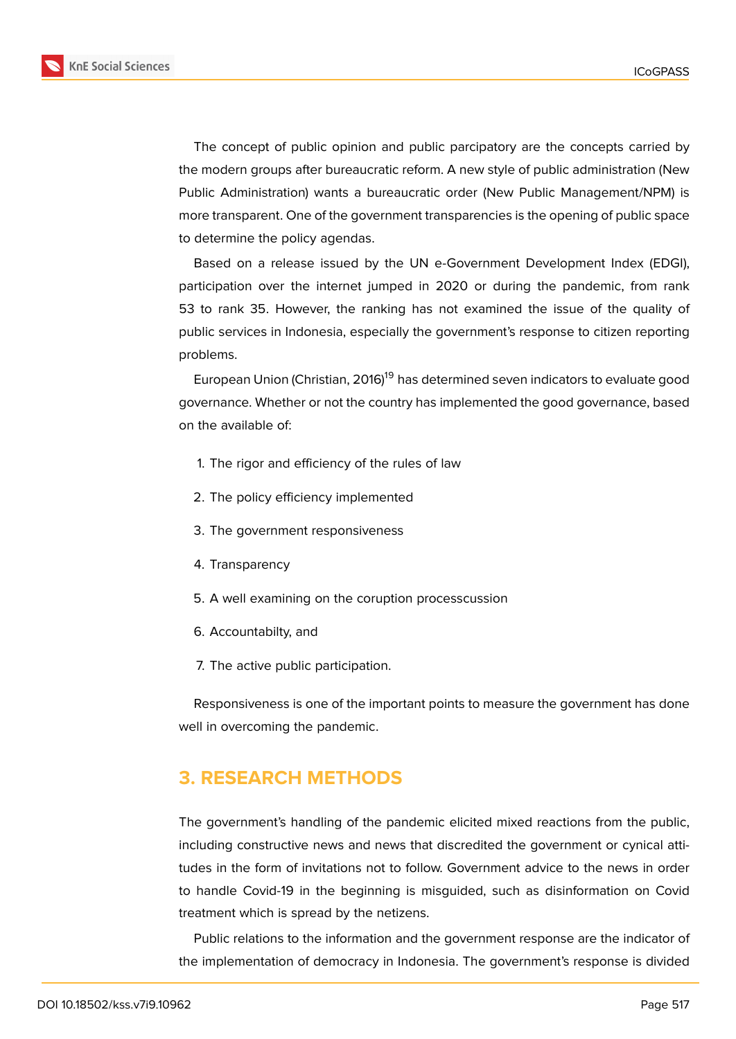The concept of public opinion and public parcipatory are the concepts carried by the modern groups after bureaucratic reform. A new style of public administration (New Public Administration) wants a bureaucratic order (New Public Management/NPM) is more transparent. One of the government transparencies is the opening of public space to determine the policy agendas.

Based on a release issued by the UN e-Government Development Index (EDGI), participation over the internet jumped in 2020 or during the pandemic, from rank 53 to rank 35. However, the ranking has not examined the issue of the quality of public services in Indonesia, especially the government's response to citizen reporting problems.

European Union (Christian, 2016)[19] has determined seven indicators to evaluate good governance. Whether or not the country has implemented the good governance, based on the available of:

1. The rigor and efficiency of the rules of law
2. The policy efficiency implemented
3. The government responsiveness
4. Transparency
5. A well examining on the coruption processcussion
6. Accountabilty, and
7. The active public participation.

Responsiveness is one of the important points to measure the government has done well in overcoming the pandemic.

## 3. RESEARCH METHODS

The government's handling of the pandemic elicited mixed reactions from the public, including constructive news and news that discredited the government or cynical attitudes in the form of invitations not to follow. Government advice to the news in order to handle Covid-19 in the beginning is misguided, such as disinformation on Covid treatment which is spread by the netizens.

Public relations to the information and the government response are the indicator of the implementation of democracy in Indonesia. The government's response is divided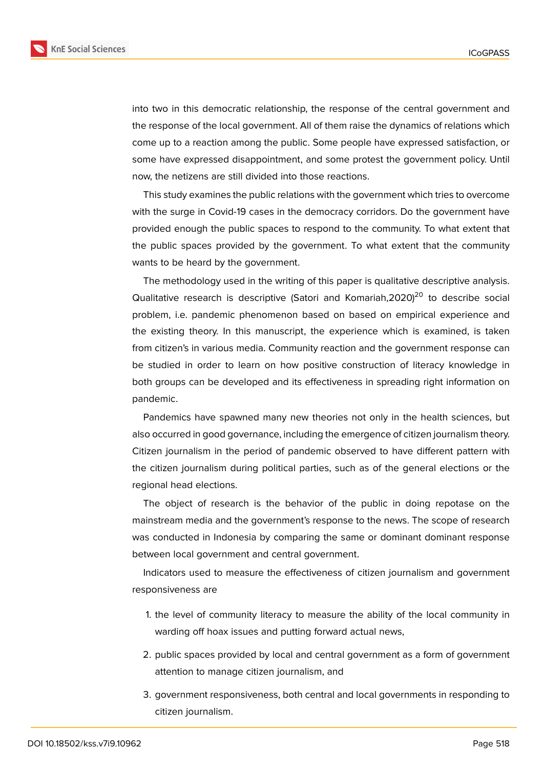into two in this democratic relationship, the response of the central government and the response of the local government. All of them raise the dynamics of relations which come up to a reaction among the public. Some people have expressed satisfaction, or some have expressed disappointment, and some protest the government policy. Until now, the netizens are still divided into those reactions.

This study examines the public relations with the government which tries to overcome with the surge in Covid-19 cases in the democracy corridors. Do the government have provided enough the public spaces to respond to the community. To what extent that the public spaces provided by the government. To what extent that the community wants to be heard by the government.

The methodology used in the writing of this paper is qualitative descriptive analysis. Qualitative research is descriptive (Satori and Komariah,2020)[20] to describe social problem, i.e. pandemic phenomenon based on based on empirical experience and the existing theory. In this manuscript, the experience which is examined, is taken from citizen's in various media. Community reaction and the government response can be studied in order to learn on how positive construction of literacy knowledge in both groups can be developed and its effectiveness in spreading right information on pandemic.

Pandemics have spawned many new theories not only in the health sciences, but also occurred in good governance, including the emergence of citizen journalism theory. Citizen journalism in the period of pandemic observed to have different pattern with the citizen journalism during political parties, such as of the general elections or the regional head elections.

The object of research is the behavior of the public in doing repotase on the mainstream media and the government's response to the news. The scope of research was conducted in Indonesia by comparing the same or dominant dominant response between local government and central government.

Indicators used to measure the effectiveness of citizen journalism and government responsiveness are

1. the level of community literacy to measure the ability of the local community in warding off hoax issues and putting forward actual news,
2. public spaces provided by local and central government as a form of government attention to manage citizen journalism, and
3. government responsiveness, both central and local governments in responding to citizen journalism.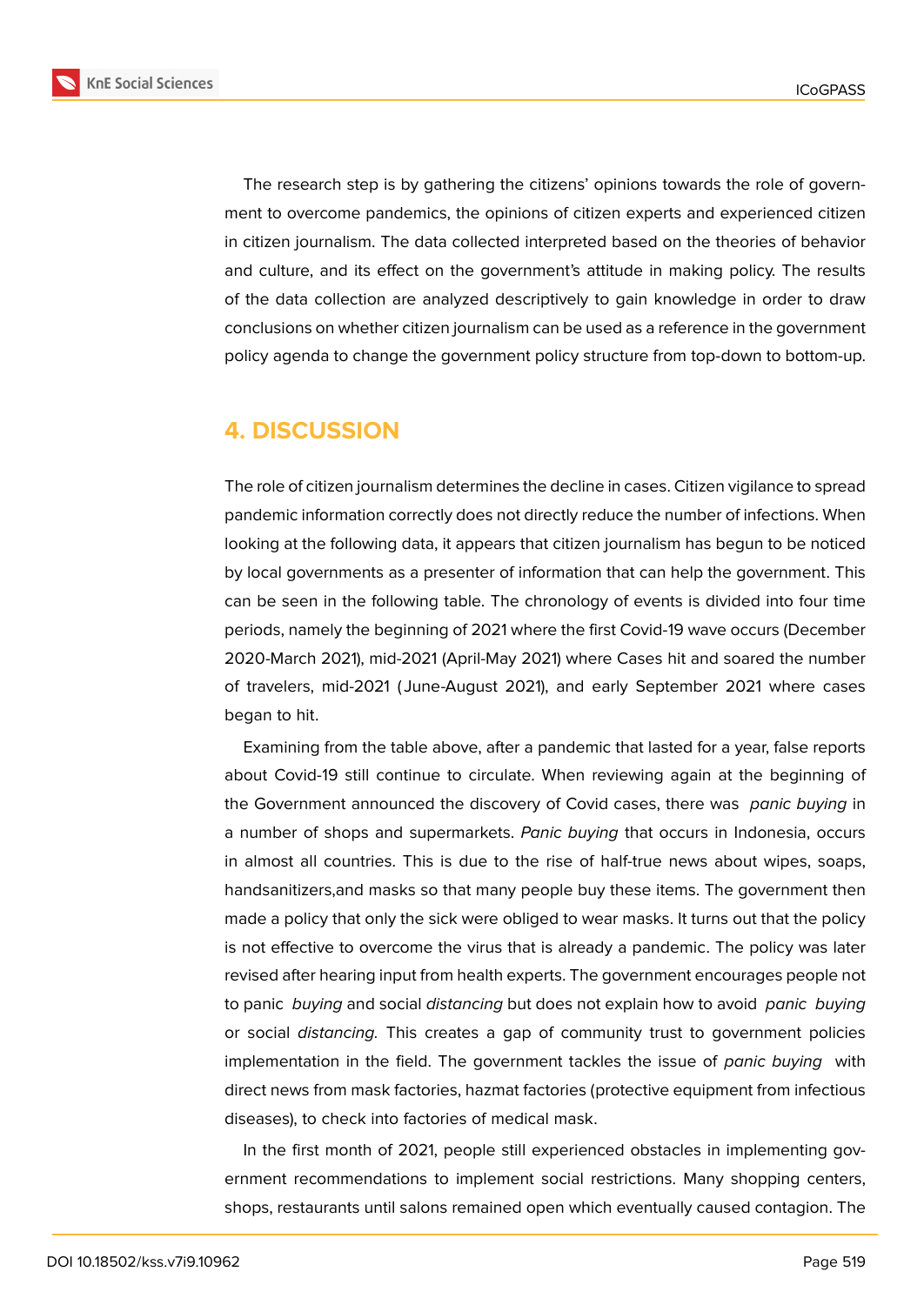The research step is by gathering the citizens' opinions towards the role of government to overcome pandemics, the opinions of citizen experts and experienced citizen in citizen journalism. The data collected interpreted based on the theories of behavior and culture, and its effect on the government's attitude in making policy. The results of the data collection are analyzed descriptively to gain knowledge in order to draw conclusions on whether citizen journalism can be used as a reference in the government policy agenda to change the government policy structure from top-down to bottom-up.

## 4. DISCUSSION

The role of citizen journalism determines the decline in cases. Citizen vigilance to spread pandemic information correctly does not directly reduce the number of infections. When looking at the following data, it appears that citizen journalism has begun to be noticed by local governments as a presenter of information that can help the government. This can be seen in the following table. The chronology of events is divided into four time periods, namely the beginning of 2021 where the first Covid-19 wave occurs (December 2020-March 2021), mid-2021 (April-May 2021) where Cases hit and soared the number of travelers, mid-2021 (June-August 2021), and early September 2021 where cases began to hit.

Examining from the table above, after a pandemic that lasted for a year, false reports about Covid-19 still continue to circulate. When reviewing again at the beginning of the Government announced the discovery of Covid cases, there was *panic buying* in a number of shops and supermarkets. *Panic buying* that occurs in Indonesia, occurs in almost all countries. This is due to the rise of half-true news about wipes, soaps, handsanitizers,and masks so that many people buy these items. The government then made a policy that only the sick were obliged to wear masks. It turns out that the policy is not effective to overcome the virus that is already a pandemic. The policy was later revised after hearing input from health experts. The government encourages people not to panic *buying* and social *distancing* but does not explain how to avoid *panic buying* or social *distancing*. This creates a gap of community trust to government policies implementation in the field. The government tackles the issue of *panic buying* with direct news from mask factories, hazmat factories (protective equipment from infectious diseases), to check into factories of medical mask.

In the first month of 2021, people still experienced obstacles in implementing government recommendations to implement social restrictions. Many shopping centers, shops, restaurants until salons remained open which eventually caused contagion. The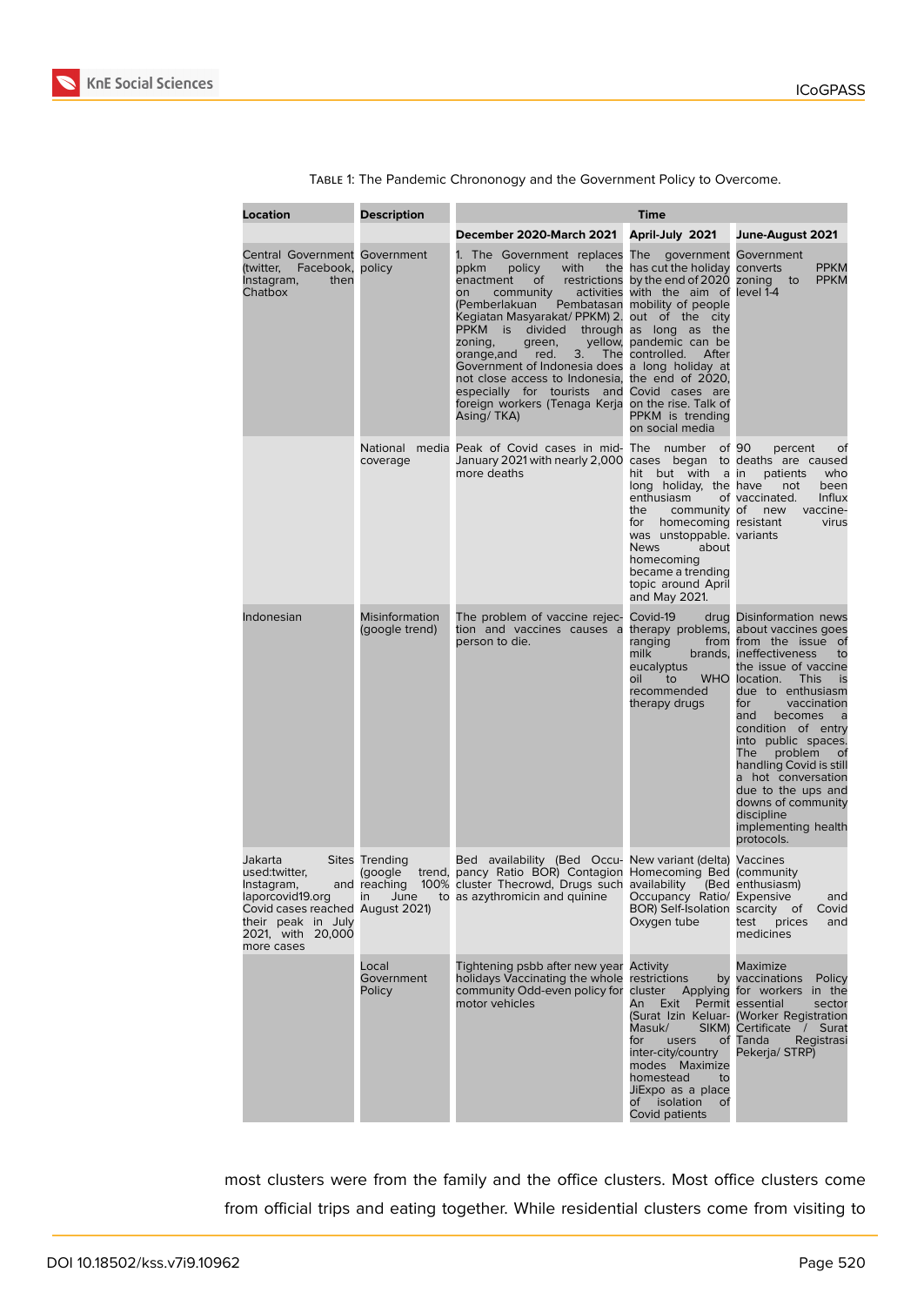Table 1: The Pandemic Chrononogy and the Government Policy to Overcome.

| Location | Description | Time | | |
|---|---|---|---|---|
| | | **December 2020-March 2021** | **April-July 2021** | **June-August 2021** |
| Central Government (twitter, Facebook, Instagram, then Chatbox | Government policy | 1. The Government replaces ppkm policy with the enactment of restrictions on community activities (Pemberlakuan Pembatasan Kegiatan Masyarakat/ PPKM) 2. PPKM is divided through zoning, green, yellow, orange,and red. 3. The Government of Indonesia does not close access to Indonesia, especially for tourists and foreign workers (Tenaga Kerja Asing/ TKA) | The government has cut the holiday by the end of 2020 with the aim of mobility of people out of the city as long as the pandemic can be controlled. After a long holiday at the end of 2020, Covid cases are on the rise. Talk of PPKM is trending on social media | Government converts PPKM zoning to PPKM level 1-4 |
| | National media coverage | Peak of Covid cases in mid-January 2021 with nearly 2,000 more deaths | The number of cases began to hit but with a long holiday, the enthusiasm of the community for homecoming was unstoppable. News about homecoming became a trending topic around April and May 2021. | 90 percent of deaths are caused in patients who have not been vaccinated. Influx of new vaccine-resistant virus variants |
| Indonesian | Misinformation (google trend) | The problem of vaccine rejection and vaccines causes a person to die. | Covid-19 drug therapy problems, ranging from milk brands, eucalyptus oil to WHO recommended therapy drugs | Disinformation news about vaccines goes from the issue of ineffectiveness to the issue of vaccine location. This is due to enthusiasm for vaccination and becomes a condition of entry into public spaces. The problem of handling Covid is still a hot conversation due to the ups and downs of community discipline implementing health protocols. |
| Jakarta Sites used:twitter, Instagram, and laporcovid19.org Covid cases reached their peak in July 2021, with 20,000 more cases | Trending (google trend, reaching 100% in June to August 2021) | Bed availability (Bed Occupancy Ratio BOR) Contagion cluster Thecrowd, Drugs such as azythromicin and quinine | New variant (delta) Homecoming Bed availability (Bed Occupancy Ratio/ BOR) Self-Isolation Oxygen tube | Vaccines (community enthusiasm) Expensive and scarcity of Covid test prices and medicines |
| | Local Government Policy | Tightening psbb after new year holidays Vaccinating the whole community Odd-even policy for motor vehicles | Activity restrictions by cluster Applying An Exit Permit (Surat Izin Keluar-Masuk/ SIKM) for users of inter-city/country modes Maximize homestead to JiExpo as a place of isolation of Covid patients | Maximize Policy for workers in the essential sector (Worker Registration Certificate / Surat Tanda Registrasi Pekerja/ STRP) |

most clusters were from the family and the office clusters. Most office clusters come from official trips and eating together. While residential clusters come from visiting to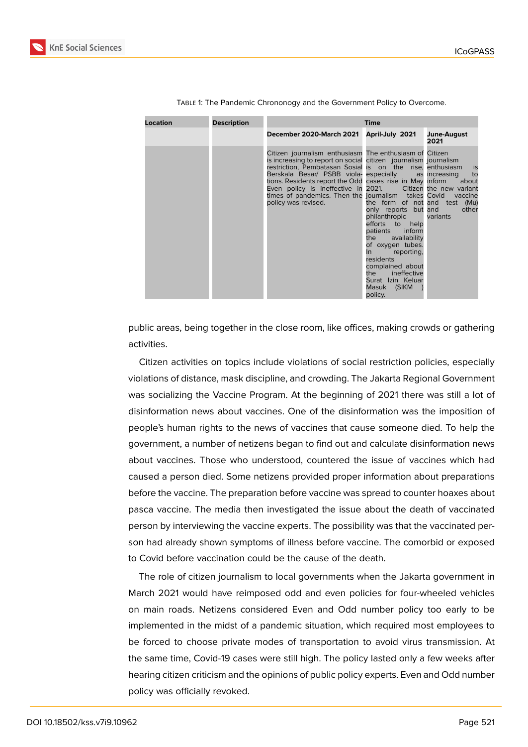Table 1: The Pandemic Chrononogy and the Government Policy to Overcome.

| Location | Description | Time | | |
|---|---|---|---|---|
| | | December 2020-March 2021 | April-July 2021 | June-August 2021 |
| | | Citizen journalism enthusiasm is increasing to report on social restriction, Pembatasan Sosial Berskala Besar/ PSBB violations. Residents report the Odd Even policy is ineffective in times of pandemics. Then the policy was revised. | The enthusiasm of citizen journalism is on the rise, especially as cases rise in May 2021. Citizen journalism takes the form of not only reports but philanthropic efforts to help patients inform the availability of oxygen tubes. In reporting, residents complained about the ineffective Surat Izin Keluar Masuk (SIKM ) policy. | Citizen journalism enthusiasm is increasing to inform about the new variant Covid vaccine and test (Mu) and other variants |

public areas, being together in the close room, like offices, making crowds or gathering activities.

Citizen activities on topics include violations of social restriction policies, especially violations of distance, mask discipline, and crowding. The Jakarta Regional Government was socializing the Vaccine Program. At the beginning of 2021 there was still a lot of disinformation news about vaccines. One of the disinformation was the imposition of people's human rights to the news of vaccines that cause someone died. To help the government, a number of netizens began to find out and calculate disinformation news about vaccines. Those who understood, countered the issue of vaccines which had caused a person died. Some netizens provided proper information about preparations before the vaccine. The preparation before vaccine was spread to counter hoaxes about pasca vaccine. The media then investigated the issue about the death of vaccinated person by interviewing the vaccine experts. The possibility was that the vaccinated person had already shown symptoms of illness before vaccine. The comorbid or exposed to Covid before vaccination could be the cause of the death.

The role of citizen journalism to local governments when the Jakarta government in March 2021 would have reimposed odd and even policies for four-wheeled vehicles on main roads. Netizens considered Even and Odd number policy too early to be implemented in the midst of a pandemic situation, which required most employees to be forced to choose private modes of transportation to avoid virus transmission. At the same time, Covid-19 cases were still high. The policy lasted only a few weeks after hearing citizen criticism and the opinions of public policy experts. Even and Odd number policy was officially revoked.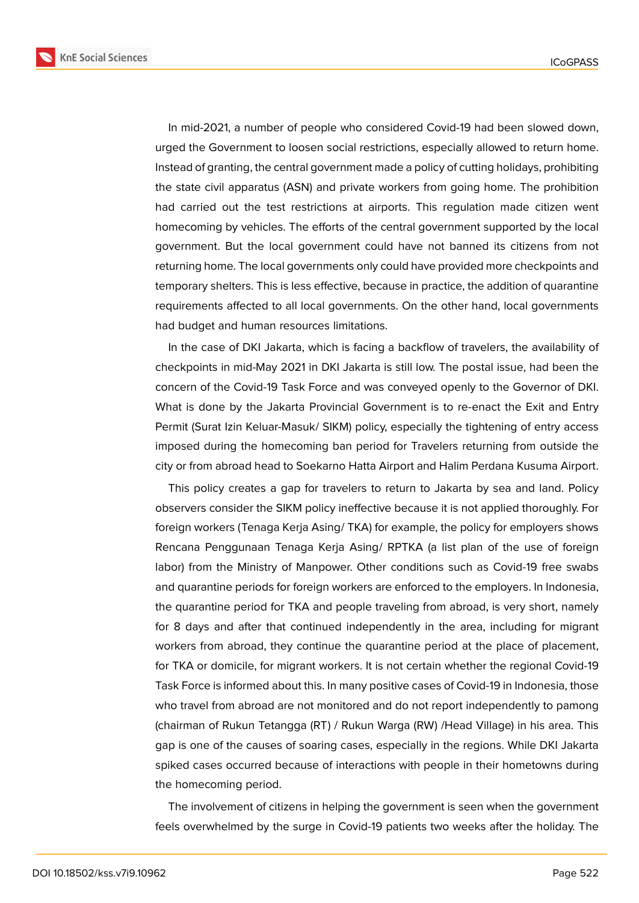In mid-2021, a number of people who considered Covid-19 had been slowed down, urged the Government to loosen social restrictions, especially allowed to return home. Instead of granting, the central government made a policy of cutting holidays, prohibiting the state civil apparatus (ASN) and private workers from going home. The prohibition had carried out the test restrictions at airports. This regulation made citizen went homecoming by vehicles. The efforts of the central government supported by the local government. But the local government could have not banned its citizens from not returning home. The local governments only could have provided more checkpoints and temporary shelters. This is less effective, because in practice, the addition of quarantine requirements affected to all local governments. On the other hand, local governments had budget and human resources limitations.

In the case of DKI Jakarta, which is facing a backflow of travelers, the availability of checkpoints in mid-May 2021 in DKI Jakarta is still low. The postal issue, had been the concern of the Covid-19 Task Force and was conveyed openly to the Governor of DKI. What is done by the Jakarta Provincial Government is to re-enact the Exit and Entry Permit (Surat Izin Keluar-Masuk/ SIKM) policy, especially the tightening of entry access imposed during the homecoming ban period for Travelers returning from outside the city or from abroad head to Soekarno Hatta Airport and Halim Perdana Kusuma Airport.

This policy creates a gap for travelers to return to Jakarta by sea and land. Policy observers consider the SIKM policy ineffective because it is not applied thoroughly. For foreign workers (Tenaga Kerja Asing/ TKA) for example, the policy for employers shows Rencana Penggunaan Tenaga Kerja Asing/ RPTKA (a list plan of the use of foreign labor) from the Ministry of Manpower. Other conditions such as Covid-19 free swabs and quarantine periods for foreign workers are enforced to the employers. In Indonesia, the quarantine period for TKA and people traveling from abroad, is very short, namely for 8 days and after that continued independently in the area, including for migrant workers from abroad, they continue the quarantine period at the place of placement, for TKA or domicile, for migrant workers. It is not certain whether the regional Covid-19 Task Force is informed about this. In many positive cases of Covid-19 in Indonesia, those who travel from abroad are not monitored and do not report independently to pamong (chairman of Rukun Tetangga (RT) / Rukun Warga (RW) /Head Village) in his area. This gap is one of the causes of soaring cases, especially in the regions. While DKI Jakarta spiked cases occurred because of interactions with people in their hometowns during the homecoming period.

The involvement of citizens in helping the government is seen when the government feels overwhelmed by the surge in Covid-19 patients two weeks after the holiday. The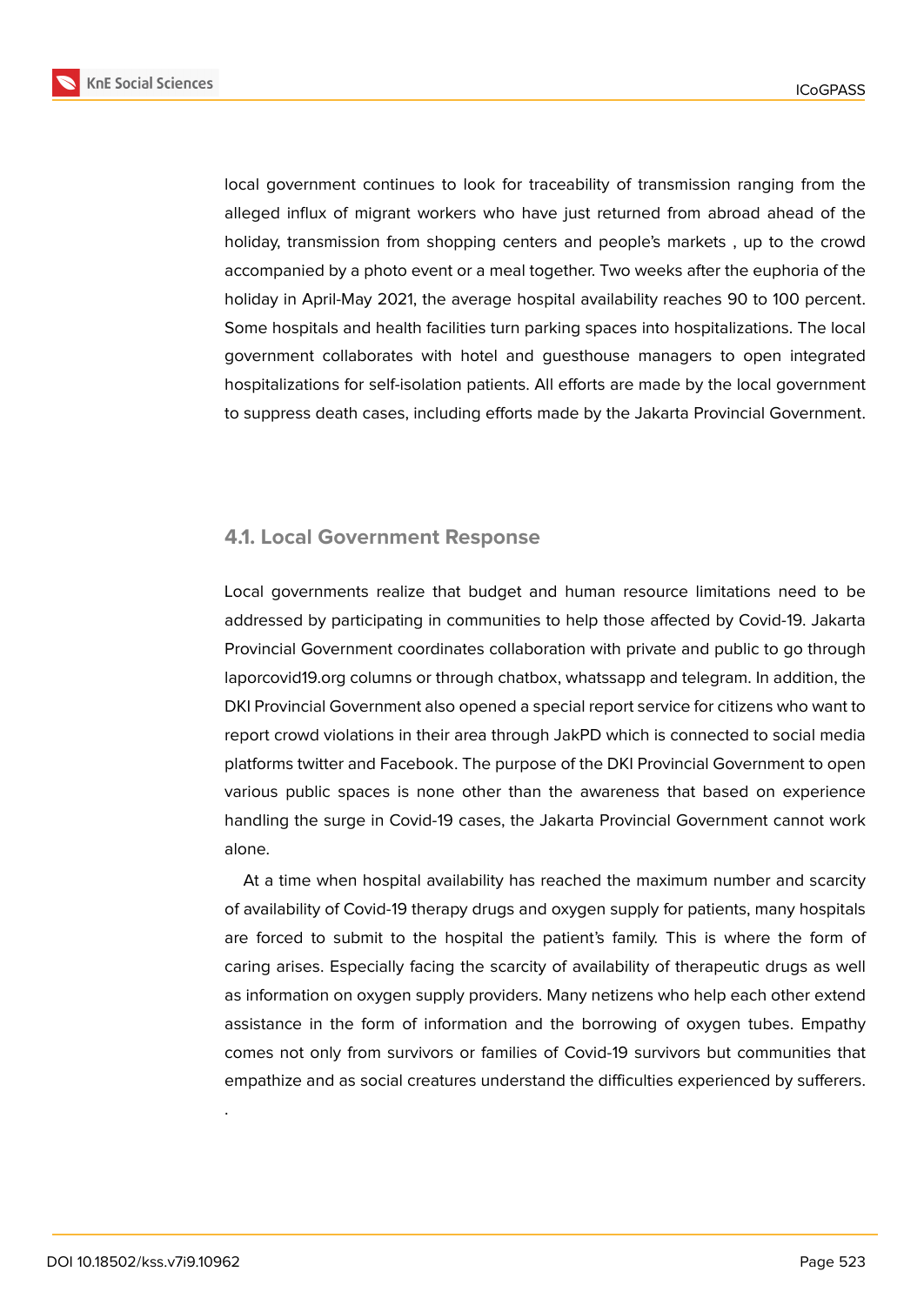local government continues to look for traceability of transmission ranging from the alleged influx of migrant workers who have just returned from abroad ahead of the holiday, transmission from shopping centers and people's markets , up to the crowd accompanied by a photo event or a meal together. Two weeks after the euphoria of the holiday in April-May 2021, the average hospital availability reaches 90 to 100 percent. Some hospitals and health facilities turn parking spaces into hospitalizations. The local government collaborates with hotel and guesthouse managers to open integrated hospitalizations for self-isolation patients. All efforts are made by the local government to suppress death cases, including efforts made by the Jakarta Provincial Government.

### 4.1. Local Government Response

Local governments realize that budget and human resource limitations need to be addressed by participating in communities to help those affected by Covid-19. Jakarta Provincial Government coordinates collaboration with private and public to go through laporcovid19.org columns or through chatbox, whatssapp and telegram. In addition, the DKI Provincial Government also opened a special report service for citizens who want to report crowd violations in their area through JakPD which is connected to social media platforms twitter and Facebook. The purpose of the DKI Provincial Government to open various public spaces is none other than the awareness that based on experience handling the surge in Covid-19 cases, the Jakarta Provincial Government cannot work alone.

At a time when hospital availability has reached the maximum number and scarcity of availability of Covid-19 therapy drugs and oxygen supply for patients, many hospitals are forced to submit to the hospital the patient's family. This is where the form of caring arises. Especially facing the scarcity of availability of therapeutic drugs as well as information on oxygen supply providers. Many netizens who help each other extend assistance in the form of information and the borrowing of oxygen tubes. Empathy comes not only from survivors or families of Covid-19 survivors but communities that empathize and as social creatures understand the difficulties experienced by sufferers.

.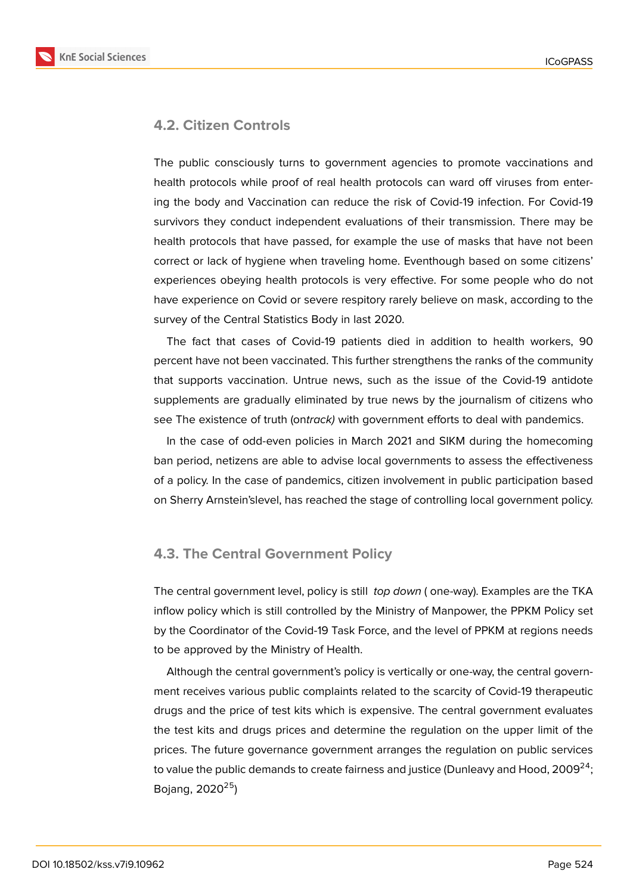### 4.2. Citizen Controls

The public consciously turns to government agencies to promote vaccinations and health protocols while proof of real health protocols can ward off viruses from entering the body and Vaccination can reduce the risk of Covid-19 infection. For Covid-19 survivors they conduct independent evaluations of their transmission. There may be health protocols that have passed, for example the use of masks that have not been correct or lack of hygiene when traveling home. Eventhough based on some citizens' experiences obeying health protocols is very effective. For some people who do not have experience on Covid or severe respitory rarely believe on mask, according to the survey of the Central Statistics Body in last 2020.

The fact that cases of Covid-19 patients died in addition to health workers, 90 percent have not been vaccinated. This further strengthens the ranks of the community that supports vaccination. Untrue news, such as the issue of the Covid-19 antidote supplements are gradually eliminated by true news by the journalism of citizens who see The existence of truth (on*track)* with government efforts to deal with pandemics.

In the case of odd-even policies in March 2021 and SIKM during the homecoming ban period, netizens are able to advise local governments to assess the effectiveness of a policy. In the case of pandemics, citizen involvement in public participation based on Sherry Arnstein'slevel, has reached the stage of controlling local government policy.

### 4.3. The Central Government Policy

The central government level, policy is still *top down* ( one-way). Examples are the TKA inflow policy which is still controlled by the Ministry of Manpower, the PPKM Policy set by the Coordinator of the Covid-19 Task Force, and the level of PPKM at regions needs to be approved by the Ministry of Health.

Although the central government's policy is vertically or one-way, the central government receives various public complaints related to the scarcity of Covid-19 therapeutic drugs and the price of test kits which is expensive. The central government evaluates the test kits and drugs prices and determine the regulation on the upper limit of the prices. The future governance government arranges the regulation on public services to value the public demands to create fairness and justice (Dunleavy and Hood, 2009[24]; Bojang, 2020[25])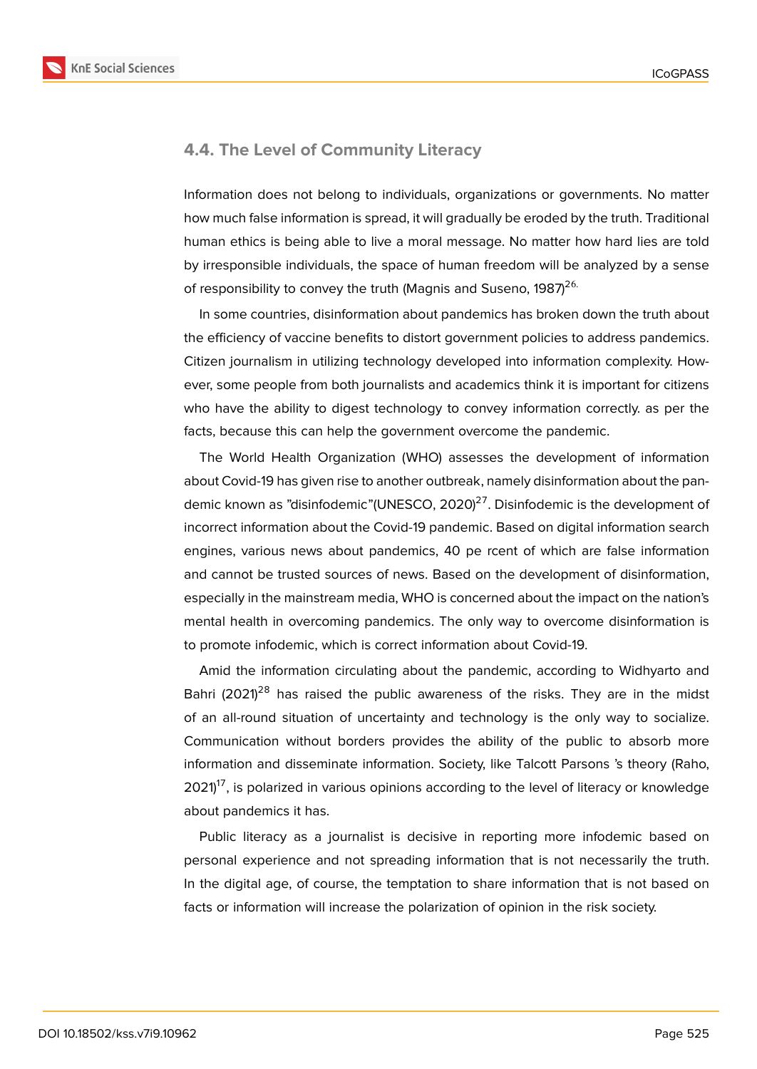### 4.4. The Level of Community Literacy

Information does not belong to individuals, organizations or governments. No matter how much false information is spread, it will gradually be eroded by the truth. Traditional human ethics is being able to live a moral message. No matter how hard lies are told by irresponsible individuals, the space of human freedom will be analyzed by a sense of responsibility to convey the truth (Magnis and Suseno, 1987)[26.]

In some countries, disinformation about pandemics has broken down the truth about the efficiency of vaccine benefits to distort government policies to address pandemics. Citizen journalism in utilizing technology developed into information complexity. However, some people from both journalists and academics think it is important for citizens who have the ability to digest technology to convey information correctly. as per the facts, because this can help the government overcome the pandemic.

The World Health Organization (WHO) assesses the development of information about Covid-19 has given rise to another outbreak, namely disinformation about the pandemic known as "disinfodemic"(UNESCO, 2020)[27]. Disinfodemic is the development of incorrect information about the Covid-19 pandemic. Based on digital information search engines, various news about pandemics, 40 pe rcent of which are false information and cannot be trusted sources of news. Based on the development of disinformation, especially in the mainstream media, WHO is concerned about the impact on the nation's mental health in overcoming pandemics. The only way to overcome disinformation is to promote infodemic, which is correct information about Covid-19.

Amid the information circulating about the pandemic, according to Widhyarto and Bahri (2021)[28] has raised the public awareness of the risks. They are in the midst of an all-round situation of uncertainty and technology is the only way to socialize. Communication without borders provides the ability of the public to absorb more information and disseminate information. Society, like Talcott Parsons 's theory (Raho, 2021)[17], is polarized in various opinions according to the level of literacy or knowledge about pandemics it has.

Public literacy as a journalist is decisive in reporting more infodemic based on personal experience and not spreading information that is not necessarily the truth. In the digital age, of course, the temptation to share information that is not based on facts or information will increase the polarization of opinion in the risk society.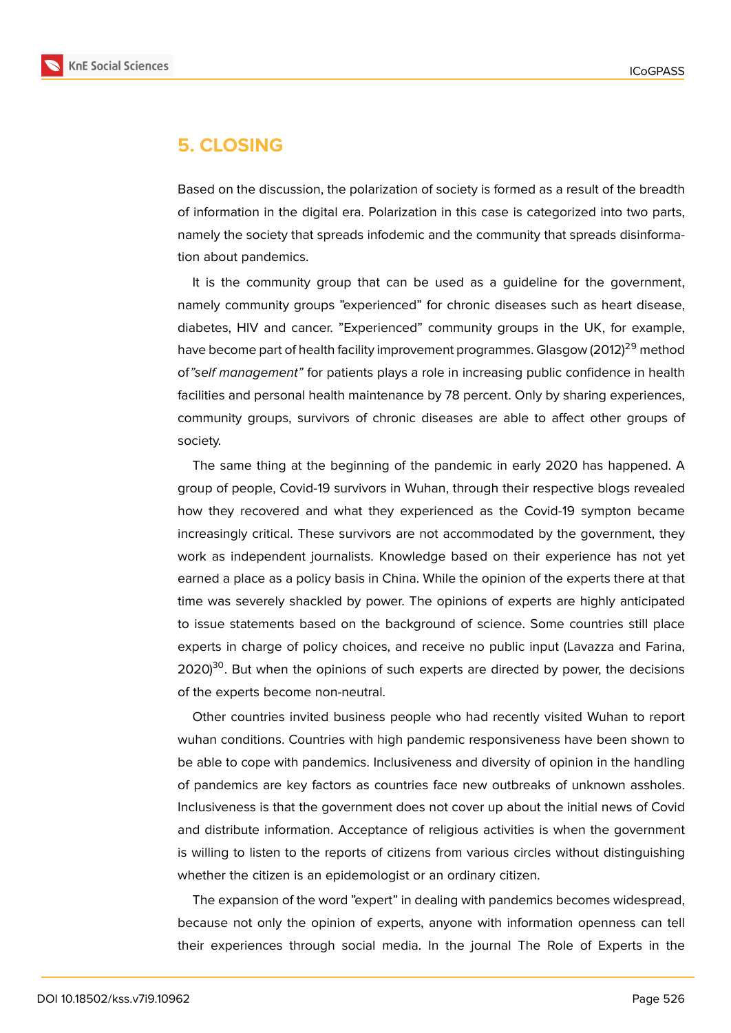## 5. CLOSING

Based on the discussion, the polarization of society is formed as a result of the breadth of information in the digital era. Polarization in this case is categorized into two parts, namely the society that spreads infodemic and the community that spreads disinformation about pandemics.

It is the community group that can be used as a guideline for the government, namely community groups "experienced" for chronic diseases such as heart disease, diabetes, HIV and cancer. "Experienced" community groups in the UK, for example, have become part of health facility improvement programmes. Glasgow (2012)[29] method of *"self management"* for patients plays a role in increasing public confidence in health facilities and personal health maintenance by 78 percent. Only by sharing experiences, community groups, survivors of chronic diseases are able to affect other groups of society.

The same thing at the beginning of the pandemic in early 2020 has happened. A group of people, Covid-19 survivors in Wuhan, through their respective blogs revealed how they recovered and what they experienced as the Covid-19 sympton became increasingly critical. These survivors are not accommodated by the government, they work as independent journalists. Knowledge based on their experience has not yet earned a place as a policy basis in China. While the opinion of the experts there at that time was severely shackled by power. The opinions of experts are highly anticipated to issue statements based on the background of science. Some countries still place experts in charge of policy choices, and receive no public input (Lavazza and Farina, 2020)[30]. But when the opinions of such experts are directed by power, the decisions of the experts become non-neutral.

Other countries invited business people who had recently visited Wuhan to report wuhan conditions. Countries with high pandemic responsiveness have been shown to be able to cope with pandemics. Inclusiveness and diversity of opinion in the handling of pandemics are key factors as countries face new outbreaks of unknown assholes. Inclusiveness is that the government does not cover up about the initial news of Covid and distribute information. Acceptance of religious activities is when the government is willing to listen to the reports of citizens from various circles without distinguishing whether the citizen is an epidemologist or an ordinary citizen.

The expansion of the word "expert" in dealing with pandemics becomes widespread, because not only the opinion of experts, anyone with information openness can tell their experiences through social media. In the journal The Role of Experts in the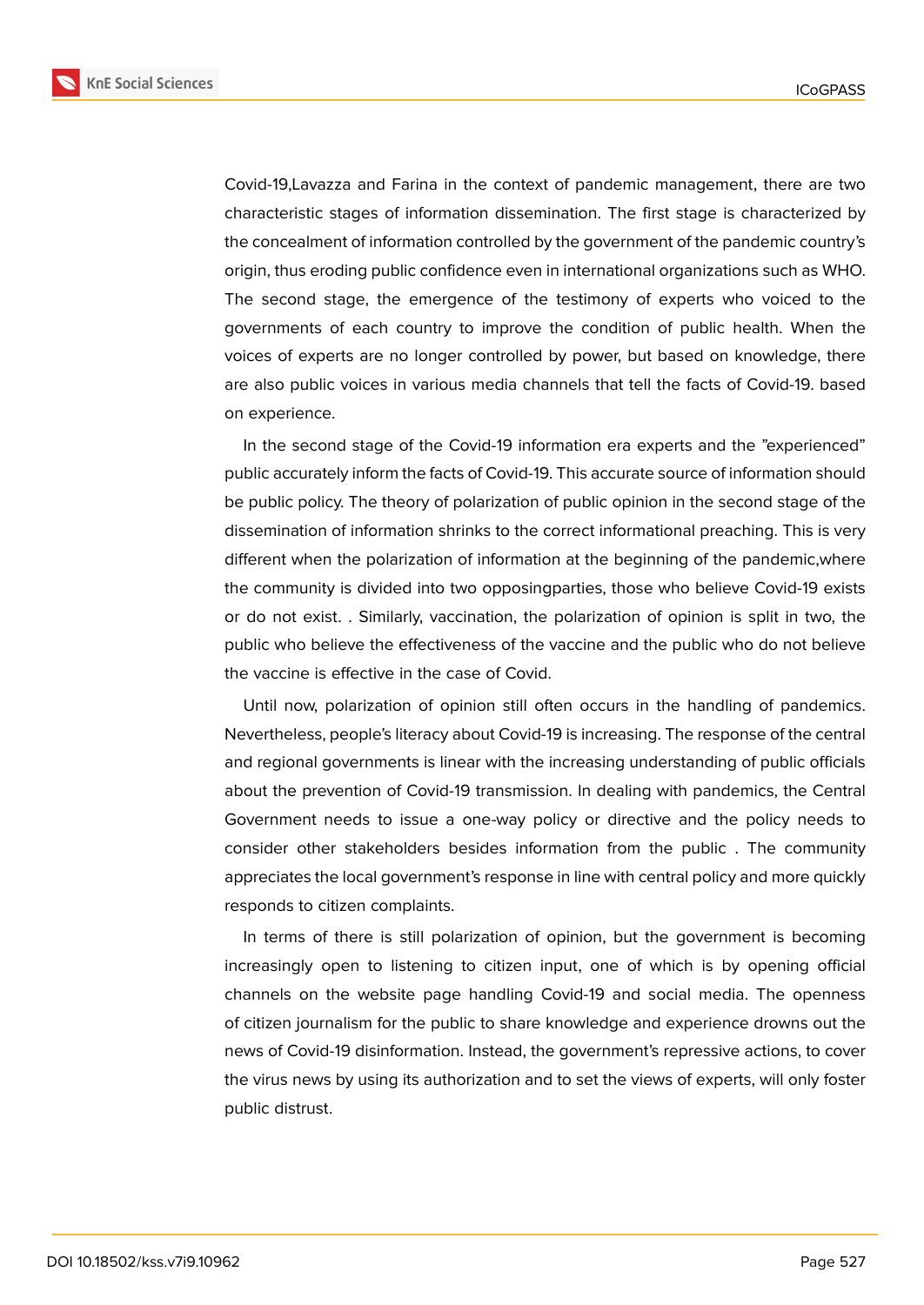Covid-19,Lavazza and Farina in the context of pandemic management, there are two characteristic stages of information dissemination. The first stage is characterized by the concealment of information controlled by the government of the pandemic country's origin, thus eroding public confidence even in international organizations such as WHO. The second stage, the emergence of the testimony of experts who voiced to the governments of each country to improve the condition of public health. When the voices of experts are no longer controlled by power, but based on knowledge, there are also public voices in various media channels that tell the facts of Covid-19. based on experience.

In the second stage of the Covid-19 information era experts and the "experienced" public accurately inform the facts of Covid-19. This accurate source of information should be public policy. The theory of polarization of public opinion in the second stage of the dissemination of information shrinks to the correct informational preaching. This is very different when the polarization of information at the beginning of the pandemic,where the community is divided into two opposingparties, those who believe Covid-19 exists or do not exist. . Similarly, vaccination, the polarization of opinion is split in two, the public who believe the effectiveness of the vaccine and the public who do not believe the vaccine is effective in the case of Covid.

Until now, polarization of opinion still often occurs in the handling of pandemics. Nevertheless, people's literacy about Covid-19 is increasing. The response of the central and regional governments is linear with the increasing understanding of public officials about the prevention of Covid-19 transmission. In dealing with pandemics, the Central Government needs to issue a one-way policy or directive and the policy needs to consider other stakeholders besides information from the public . The community appreciates the local government's response in line with central policy and more quickly responds to citizen complaints.

In terms of there is still polarization of opinion, but the government is becoming increasingly open to listening to citizen input, one of which is by opening official channels on the website page handling Covid-19 and social media. The openness of citizen journalism for the public to share knowledge and experience drowns out the news of Covid-19 disinformation. Instead, the government's repressive actions, to cover the virus news by using its authorization and to set the views of experts, will only foster public distrust.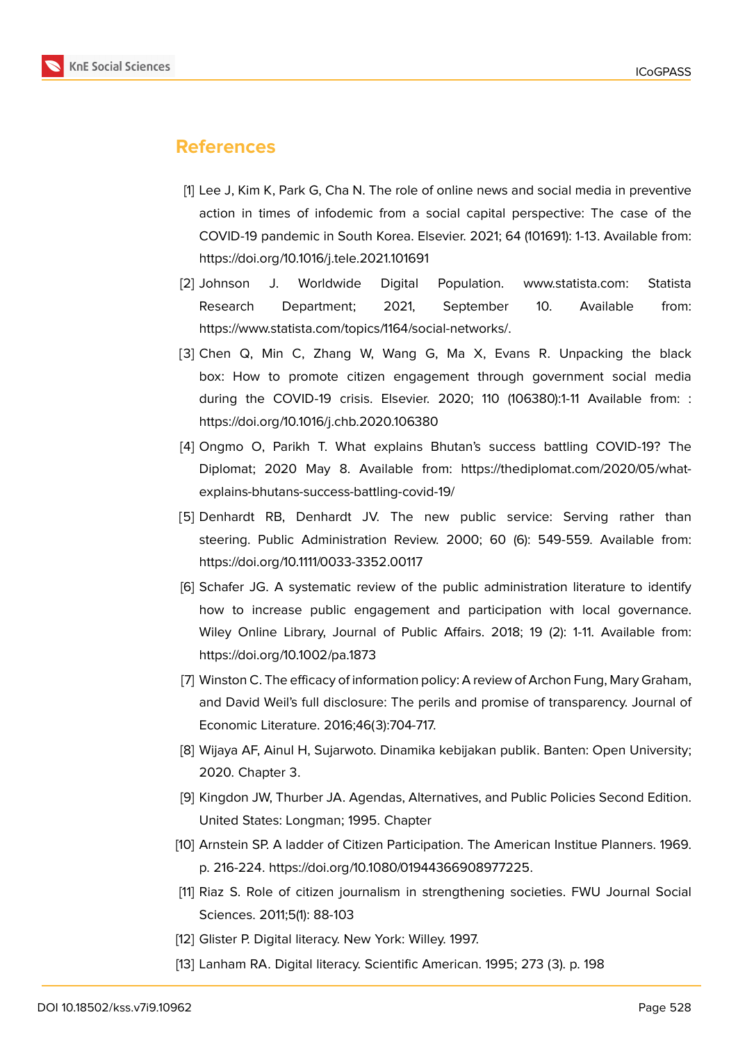## References

[1] Lee J, Kim K, Park G, Cha N. The role of online news and social media in preventive action in times of infodemic from a social capital perspective: The case of the COVID-19 pandemic in South Korea. Elsevier. 2021; 64 (101691): 1-13. Available from: https://doi.org/10.1016/j.tele.2021.101691

[2] Johnson J. Worldwide Digital Population. www.statista.com: Statista Research Department; 2021, September 10. Available from: https://www.statista.com/topics/1164/social-networks/.

[3] Chen Q, Min C, Zhang W, Wang G, Ma X, Evans R. Unpacking the black box: How to promote citizen engagement through government social media during the COVID-19 crisis. Elsevier. 2020; 110 (106380):1-11 Available from: : https://doi.org/10.1016/j.chb.2020.106380

[4] Ongmo O, Parikh T. What explains Bhutan's success battling COVID-19? The Diplomat; 2020 May 8. Available from: https://thediplomat.com/2020/05/what-explains-bhutans-success-battling-covid-19/

[5] Denhardt RB, Denhardt JV. The new public service: Serving rather than steering. Public Administration Review. 2000; 60 (6): 549-559. Available from: https://doi.org/10.1111/0033-3352.00117

[6] Schafer JG. A systematic review of the public administration literature to identify how to increase public engagement and participation with local governance. Wiley Online Library, Journal of Public Affairs. 2018; 19 (2): 1-11. Available from: https://doi.org/10.1002/pa.1873

[7] Winston C. The efficacy of information policy: A review of Archon Fung, Mary Graham, and David Weil's full disclosure: The perils and promise of transparency. Journal of Economic Literature. 2016;46(3):704-717.

[8] Wijaya AF, Ainul H, Sujarwoto. Dinamika kebijakan publik. Banten: Open University; 2020. Chapter 3.

[9] Kingdon JW, Thurber JA. Agendas, Alternatives, and Public Policies Second Edition. United States: Longman; 1995. Chapter

[10] Arnstein SP. A ladder of Citizen Participation. The American Institue Planners. 1969. p. 216-224. https://doi.org/10.1080/01944366908977225.

[11] Riaz S. Role of citizen journalism in strengthening societies. FWU Journal Social Sciences. 2011;5(1): 88-103

[12] Glister P. Digital literacy. New York: Willey. 1997.

[13] Lanham RA. Digital literacy. Scientific American. 1995; 273 (3). p. 198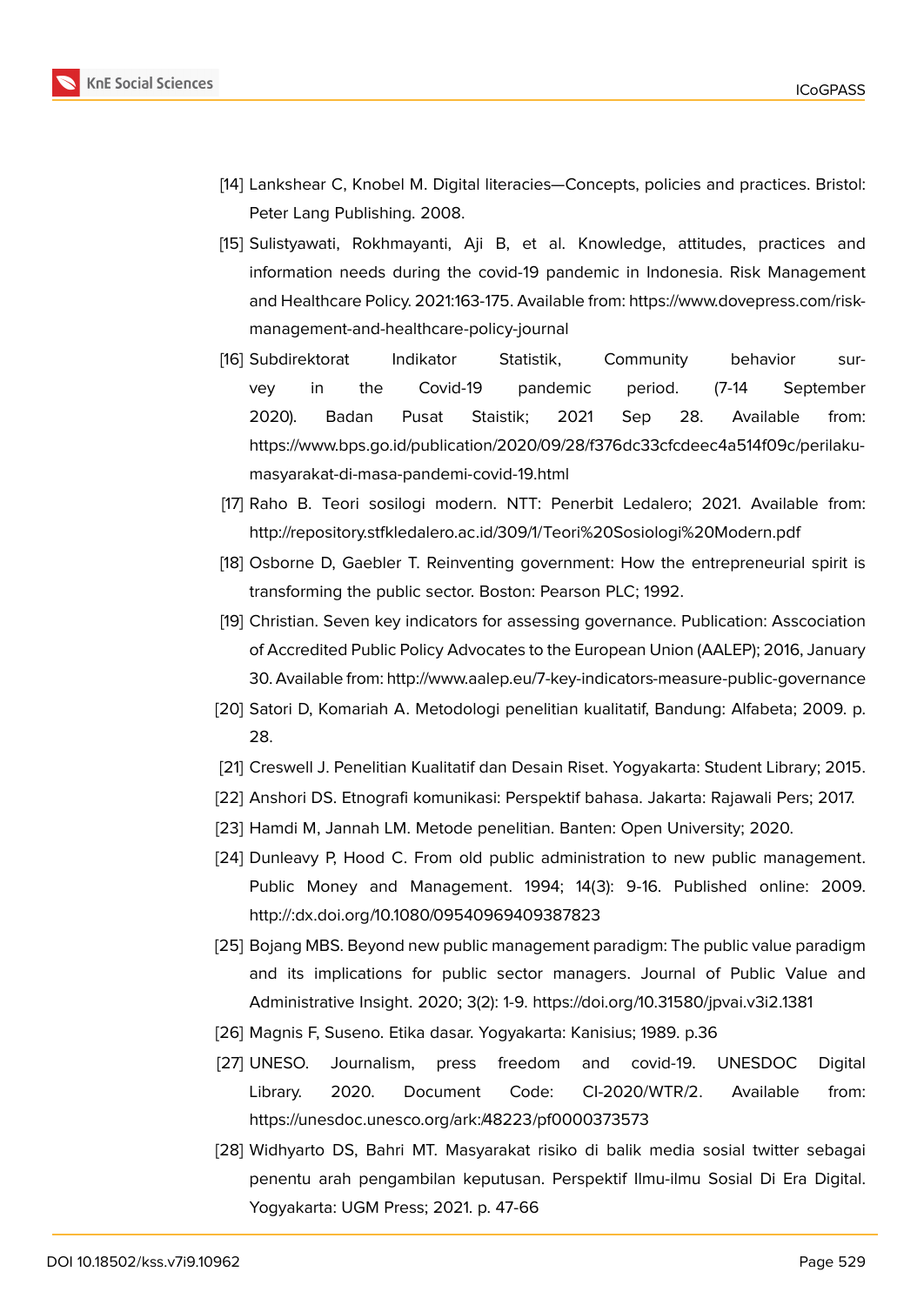[14] Lankshear C, Knobel M. Digital literacies—Concepts, policies and practices. Bristol: Peter Lang Publishing. 2008.

[15] Sulistyawati, Rokhmayanti, Aji B, et al. Knowledge, attitudes, practices and information needs during the covid-19 pandemic in Indonesia. Risk Management and Healthcare Policy. 2021:163-175. Available from: https://www.dovepress.com/risk-management-and-healthcare-policy-journal

[16] Subdirektorat Indikator Statistik, Community behavior survey in the Covid-19 pandemic period. (7-14 September 2020). Badan Pusat Staistik; 2021 Sep 28. Available from: https://www.bps.go.id/publication/2020/09/28/f376dc33cfcdeec4a514f09c/perilaku-masyarakat-di-masa-pandemi-covid-19.html

[17] Raho B. Teori sosilogi modern. NTT: Penerbit Ledalero; 2021. Available from: http://repository.stfkledalero.ac.id/309/1/Teori%20Sosiologi%20Modern.pdf

[18] Osborne D, Gaebler T. Reinventing government: How the entrepreneurial spirit is transforming the public sector. Boston: Pearson PLC; 1992.

[19] Christian. Seven key indicators for assessing governance. Publication: Asscociation of Accredited Public Policy Advocates to the European Union (AALEP); 2016, January 30. Available from: http://www.aalep.eu/7-key-indicators-measure-public-governance

[20] Satori D, Komariah A. Metodologi penelitian kualitatif, Bandung: Alfabeta; 2009. p. 28.

[21] Creswell J. Penelitian Kualitatif dan Desain Riset. Yogyakarta: Student Library; 2015.

[22] Anshori DS. Etnografi komunikasi: Perspektif bahasa. Jakarta: Rajawali Pers; 2017.

[23] Hamdi M, Jannah LM. Metode penelitian. Banten: Open University; 2020.

[24] Dunleavy P, Hood C. From old public administration to new public management. Public Money and Management. 1994; 14(3): 9-16. Published online: 2009. http://:dx.doi.org/10.1080/09540969409387823

[25] Bojang MBS. Beyond new public management paradigm: The public value paradigm and its implications for public sector managers. Journal of Public Value and Administrative Insight. 2020; 3(2): 1-9. https://doi.org/10.31580/jpvai.v3i2.1381

[26] Magnis F, Suseno. Etika dasar. Yogyakarta: Kanisius; 1989. p.36

[27] UNESO. Journalism, press freedom and covid-19. UNESDOC Digital Library. 2020. Document Code: CI-2020/WTR/2. Available from: https://unesdoc.unesco.org/ark:/48223/pf0000373573

[28] Widhyarto DS, Bahri MT. Masyarakat risiko di balik media sosial twitter sebagai penentu arah pengambilan keputusan. Perspektif Ilmu-ilmu Sosial Di Era Digital. Yogyakarta: UGM Press; 2021. p. 47-66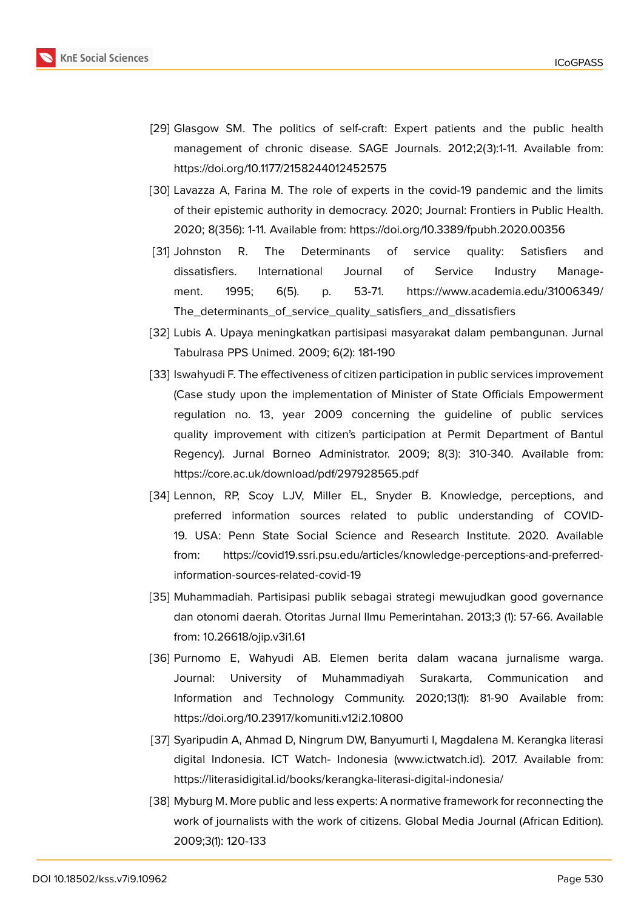[29] Glasgow SM. The politics of self-craft: Expert patients and the public health management of chronic disease. SAGE Journals. 2012;2(3):1-11. Available from: https://doi.org/10.1177/2158244012452575

[30] Lavazza A, Farina M. The role of experts in the covid-19 pandemic and the limits of their epistemic authority in democracy. 2020; Journal: Frontiers in Public Health. 2020; 8(356): 1-11. Available from: https://doi.org/10.3389/fpubh.2020.00356

[31] Johnston R. The Determinants of service quality: Satisfiers and dissatisfiers. International Journal of Service Industry Management. 1995; 6(5). p. 53-71. https://www.academia.edu/31006349/The_determinants_of_service_quality_satisfiers_and_dissatisfiers

[32] Lubis A. Upaya meningkatkan partisipasi masyarakat dalam pembangunan. Jurnal Tabulrasa PPS Unimed. 2009; 6(2): 181-190

[33] Iswahyudi F. The effectiveness of citizen participation in public services improvement (Case study upon the implementation of Minister of State Officials Empowerment regulation no. 13, year 2009 concerning the guideline of public services quality improvement with citizen's participation at Permit Department of Bantul Regency). Jurnal Borneo Administrator. 2009; 8(3): 310-340. Available from: https://core.ac.uk/download/pdf/297928565.pdf

[34] Lennon, RP, Scoy LJV, Miller EL, Snyder B. Knowledge, perceptions, and preferred information sources related to public understanding of COVID-19. USA: Penn State Social Science and Research Institute. 2020. Available from: https://covid19.ssri.psu.edu/articles/knowledge-perceptions-and-preferred-information-sources-related-covid-19

[35] Muhammadiah. Partisipasi publik sebagai strategi mewujudkan good governance dan otonomi daerah. Otoritas Jurnal Ilmu Pemerintahan. 2013;3 (1): 57-66. Available from: 10.26618/ojip.v3i1.61

[36] Purnomo E, Wahyudi AB. Elemen berita dalam wacana jurnalisme warga. Journal: University of Muhammadiyah Surakarta, Communication and Information and Technology Community. 2020;13(1): 81-90 Available from: https://doi.org/10.23917/komuniti.v12i2.10800

[37] Syaripudin A, Ahmad D, Ningrum DW, Banyumurti I, Magdalena M. Kerangka literasi digital Indonesia. ICT Watch- Indonesia (www.ictwatch.id). 2017. Available from: https://literasidigital.id/books/kerangka-literasi-digital-indonesia/

[38] Myburg M. More public and less experts: A normative framework for reconnecting the work of journalists with the work of citizens. Global Media Journal (African Edition). 2009;3(1): 120-133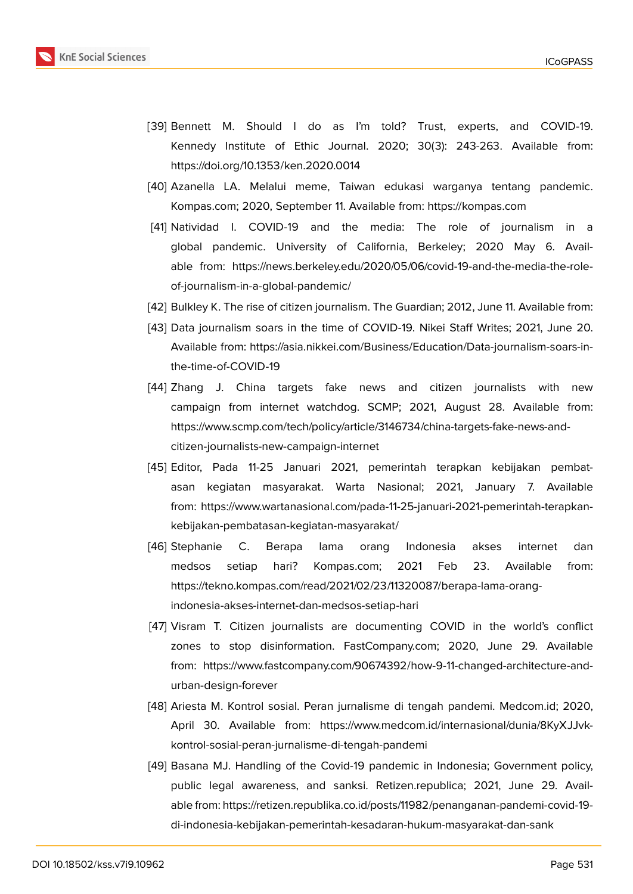[39] Bennett M. Should I do as I'm told? Trust, experts, and COVID-19. Kennedy Institute of Ethic Journal. 2020; 30(3): 243-263. Available from: https://doi.org/10.1353/ken.2020.0014

[40] Azanella LA. Melalui meme, Taiwan edukasi warganya tentang pandemic. Kompas.com; 2020, September 11. Available from: https://kompas.com

[41] Natividad I. COVID-19 and the media: The role of journalism in a global pandemic. University of California, Berkeley; 2020 May 6. Available from: https://news.berkeley.edu/2020/05/06/covid-19-and-the-media-the-role-of-journalism-in-a-global-pandemic/

[42] Bulkley K. The rise of citizen journalism. The Guardian; 2012, June 11. Available from:

[43] Data journalism soars in the time of COVID-19. Nikei Staff Writes; 2021, June 20. Available from: https://asia.nikkei.com/Business/Education/Data-journalism-soars-in-the-time-of-COVID-19

[44] Zhang J. China targets fake news and citizen journalists with new campaign from internet watchdog. SCMP; 2021, August 28. Available from: https://www.scmp.com/tech/policy/article/3146734/china-targets-fake-news-and-citizen-journalists-new-campaign-internet

[45] Editor, Pada 11-25 Januari 2021, pemerintah terapkan kebijakan pembatasan kegiatan masyarakat. Warta Nasional; 2021, January 7. Available from: https://www.wartanasional.com/pada-11-25-januari-2021-pemerintah-terapkan-kebijakan-pembatasan-kegiatan-masyarakat/

[46] Stephanie C. Berapa lama orang Indonesia akses internet dan medsos setiap hari? Kompas.com; 2021 Feb 23. Available from: https://tekno.kompas.com/read/2021/02/23/11320087/berapa-lama-orang-indonesia-akses-internet-dan-medsos-setiap-hari

[47] Visram T. Citizen journalists are documenting COVID in the world's conflict zones to stop disinformation. FastCompany.com; 2020, June 29. Available from: https://www.fastcompany.com/90674392/how-9-11-changed-architecture-and-urban-design-forever

[48] Ariesta M. Kontrol sosial. Peran jurnalisme di tengah pandemi. Medcom.id; 2020, April 30. Available from: https://www.medcom.id/internasional/dunia/8KyXJJvk-kontrol-sosial-peran-jurnalisme-di-tengah-pandemi

[49] Basana MJ. Handling of the Covid-19 pandemic in Indonesia; Government policy, public legal awareness, and sanksi. Retizen.republica; 2021, June 29. Available from: https://retizen.republika.co.id/posts/11982/penanganan-pandemi-covid-19-di-indonesia-kebijakan-pemerintah-kesadaran-hukum-masyarakat-dan-sank